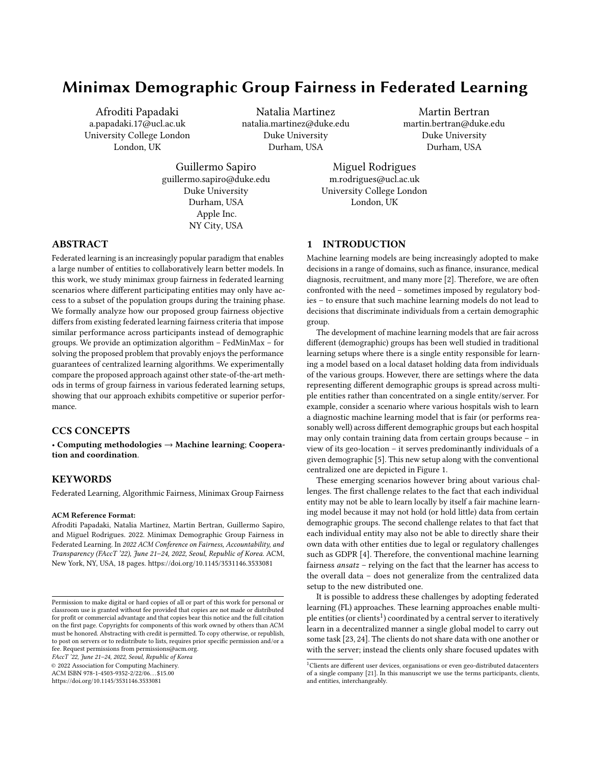# Minimax Demographic Group Fairness in Federated Learning

Afroditi Papadaki
a.papadaki.17@ucl.ac.uk
University College London
London, UK

Natalia Martinez
natalia.martinez@duke.edu
Duke University
Durham, USA

Martin Bertran
martin.bertran@duke.edu
Duke University
Durham, USA

Guillermo Sapiro
guillermo.sapiro@duke.edu
Duke University
Durham, USA
Apple Inc.
NY City, USA

Miguel Rodrigues
m.rodrigues@ucl.ac.uk
University College London
London, UK

## ABSTRACT

Federated learning is an increasingly popular paradigm that enables a large number of entities to collaboratively learn better models. In this work, we study minimax group fairness in federated learning scenarios where different participating entities may only have access to a subset of the population groups during the training phase. We formally analyze how our proposed group fairness objective differs from existing federated learning fairness criteria that impose similar performance across participants instead of demographic groups. We provide an optimization algorithm – FedMinMax – for solving the proposed problem that provably enjoys the performance guarantees of centralized learning algorithms. We experimentally compare the proposed approach against other state-of-the-art methods in terms of group fairness in various federated learning setups, showing that our approach exhibits competitive or superior performance.

## CCS CONCEPTS

• **Computing methodologies** → **Machine learning**; **Cooperation and coordination**.

## KEYWORDS

Federated Learning, Algorithmic Fairness, Minimax Group Fairness

**ACM Reference Format:**
Afroditi Papadaki, Natalia Martinez, Martin Bertran, Guillermo Sapiro, and Miguel Rodrigues. 2022. Minimax Demographic Group Fairness in Federated Learning. In *2022 ACM Conference on Fairness, Accountability, and Transparency (FAccT '22), June 21–24, 2022, Seoul, Republic of Korea.* ACM, New York, NY, USA, 18 pages. https://doi.org/10.1145/3531146.3533081

Permission to make digital or hard copies of all or part of this work for personal or classroom use is granted without fee provided that copies are not made or distributed for profit or commercial advantage and that copies bear this notice and the full citation on the first page. Copyrights for components of this work owned by others than ACM must be honored. Abstracting with credit is permitted. To copy otherwise, or republish, to post on servers or to redistribute to lists, requires prior specific permission and/or a fee. Request permissions from permissions@acm.org.
*FAccT '22, June 21–24, 2022, Seoul, Republic of Korea*
© 2022 Association for Computing Machinery.
ACM ISBN 978-1-4503-9352-2/22/06…$15.00
https://doi.org/10.1145/3531146.3533081

## 1 INTRODUCTION

Machine learning models are being increasingly adopted to make decisions in a range of domains, such as finance, insurance, medical diagnosis, recruitment, and many more [2]. Therefore, we are often confronted with the need – sometimes imposed by regulatory bodies – to ensure that such machine learning models do not lead to decisions that discriminate individuals from a certain demographic group.

The development of machine learning models that are fair across different (demographic) groups has been well studied in traditional learning setups where there is a single entity responsible for learning a model based on a local dataset holding data from individuals of the various groups. However, there are settings where the data representing different demographic groups is spread across multiple entities rather than concentrated on a single entity/server. For example, consider a scenario where various hospitals wish to learn a diagnostic machine learning model that is fair (or performs reasonably well) across different demographic groups but each hospital may only contain training data from certain groups because – in view of its geo-location – it serves predominantly individuals of a given demographic [5]. This new setup along with the conventional centralized one are depicted in Figure 1.

These emerging scenarios however bring about various challenges. The first challenge relates to the fact that each individual entity may not be able to learn locally by itself a fair machine learning model because it may not hold (or hold little) data from certain demographic groups. The second challenge relates to that fact that each individual entity may also not be able to directly share their own data with other entities due to legal or regulatory challenges such as GDPR [4]. Therefore, the conventional machine learning fairness *ansatz* – relying on the fact that the learner has access to the overall data – does not generalize from the centralized data setup to the new distributed one.

It is possible to address these challenges by adopting federated learning (FL) approaches. These learning approaches enable multiple entities (or clients[1]) coordinated by a central server to iteratively learn in a decentralized manner a single global model to carry out some task [23, 24]. The clients do not share data with one another or with the server; instead the clients only share focused updates with

[1]Clients are different user devices, organisations or even geo-distributed datacenters of a single company [21]. In this manuscript we use the terms participants, clients, and entities, interchangeably.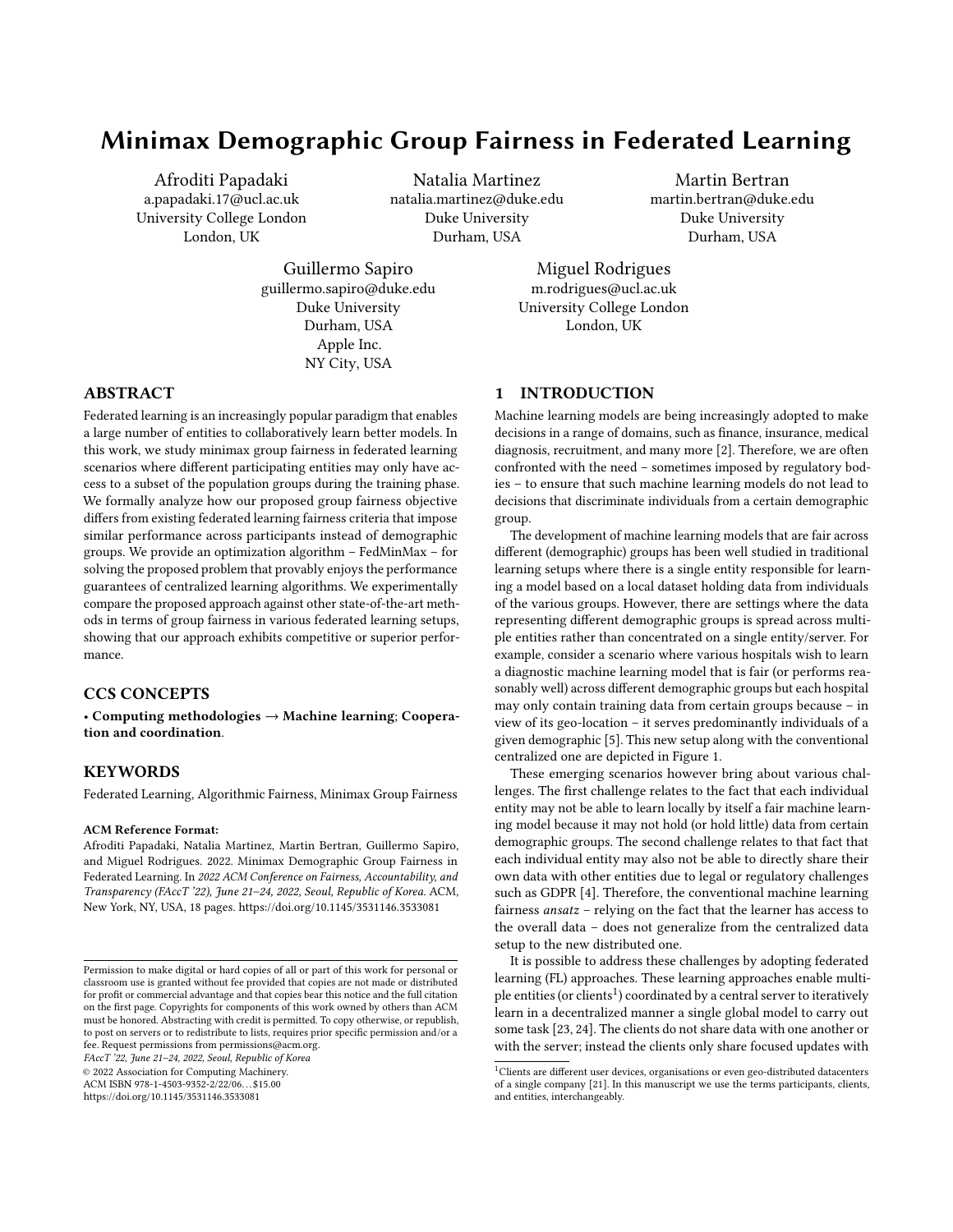# Minimax Demographic Group Fairness in Federated Learning

Afroditi Papadaki
a.papadaki.17@ucl.ac.uk
University College London
London, UK

Natalia Martinez
natalia.martinez@duke.edu
Duke University
Durham, USA

Martin Bertran
martin.bertran@duke.edu
Duke University
Durham, USA

Guillermo Sapiro
guillermo.sapiro@duke.edu
Duke University
Durham, USA
Apple Inc.
NY City, USA

Miguel Rodrigues
m.rodrigues@ucl.ac.uk
University College London
London, UK

## ABSTRACT

Federated learning is an increasingly popular paradigm that enables a large number of entities to collaboratively learn better models. In this work, we study minimax group fairness in federated learning scenarios where different participating entities may only have access to a subset of the population groups during the training phase. We formally analyze how our proposed group fairness objective differs from existing federated learning fairness criteria that impose similar performance across participants instead of demographic groups. We provide an optimization algorithm – FedMinMax – for solving the proposed problem that provably enjoys the performance guarantees of centralized learning algorithms. We experimentally compare the proposed approach against other state-of-the-art methods in terms of group fairness in various federated learning setups, showing that our approach exhibits competitive or superior performance.

## CCS CONCEPTS

• **Computing methodologies** → **Machine learning**; **Cooperation and coordination**.

## KEYWORDS

Federated Learning, Algorithmic Fairness, Minimax Group Fairness

**ACM Reference Format:**
Afroditi Papadaki, Natalia Martinez, Martin Bertran, Guillermo Sapiro, and Miguel Rodrigues. 2022. Minimax Demographic Group Fairness in Federated Learning. In *2022 ACM Conference on Fairness, Accountability, and Transparency (FAccT '22), June 21–24, 2022, Seoul, Republic of Korea.* ACM, New York, NY, USA, 18 pages. https://doi.org/10.1145/3531146.3533081

Permission to make digital or hard copies of all or part of this work for personal or classroom use is granted without fee provided that copies are not made or distributed for profit or commercial advantage and that copies bear this notice and the full citation on the first page. Copyrights for components of this work owned by others than ACM must be honored. Abstracting with credit is permitted. To copy otherwise, or republish, to post on servers or to redistribute to lists, requires prior specific permission and/or a fee. Request permissions from permissions@acm.org.
*FAccT '22, June 21–24, 2022, Seoul, Republic of Korea*
© 2022 Association for Computing Machinery.
ACM ISBN 978-1-4503-9352-2/22/06...$15.00
https://doi.org/10.1145/3531146.3533081

## 1 INTRODUCTION

Machine learning models are being increasingly adopted to make decisions in a range of domains, such as finance, insurance, medical diagnosis, recruitment, and many more [2]. Therefore, we are often confronted with the need – sometimes imposed by regulatory bodies – to ensure that such machine learning models do not lead to decisions that discriminate individuals from a certain demographic group.

The development of machine learning models that are fair across different (demographic) groups has been well studied in traditional learning setups where there is a single entity responsible for learning a model based on a local dataset holding data from individuals of the various groups. However, there are settings where the data representing different demographic groups is spread across multiple entities rather than concentrated on a single entity/server. For example, consider a scenario where various hospitals wish to learn a diagnostic machine learning model that is fair (or performs reasonably well) across different demographic groups but each hospital may only contain training data from certain groups because – in view of its geo-location – it serves predominantly individuals of a given demographic [5]. This new setup along with the conventional centralized one are depicted in Figure 1.

These emerging scenarios however bring about various challenges. The first challenge relates to the fact that each individual entity may not be able to learn locally by itself a fair machine learning model because it may not hold (or hold little) data from certain demographic groups. The second challenge relates to that fact that each individual entity may also not be able to directly share their own data with other entities due to legal or regulatory challenges such as GDPR [4]. Therefore, the conventional machine learning fairness *ansatz* – relying on the fact that the learner has access to the overall data – does not generalize from the centralized data setup to the new distributed one.

It is possible to address these challenges by adopting federated learning (FL) approaches. These learning approaches enable multiple entities (or clients[1]) coordinated by a central server to iteratively learn in a decentralized manner a single global model to carry out some task [23, 24]. The clients do not share data with one another or with the server; instead the clients only share focused updates with

[1]Clients are different user devices, organisations or even geo-distributed datacenters of a single company [21]. In this manuscript we use the terms participants, clients, and entities, interchangeably.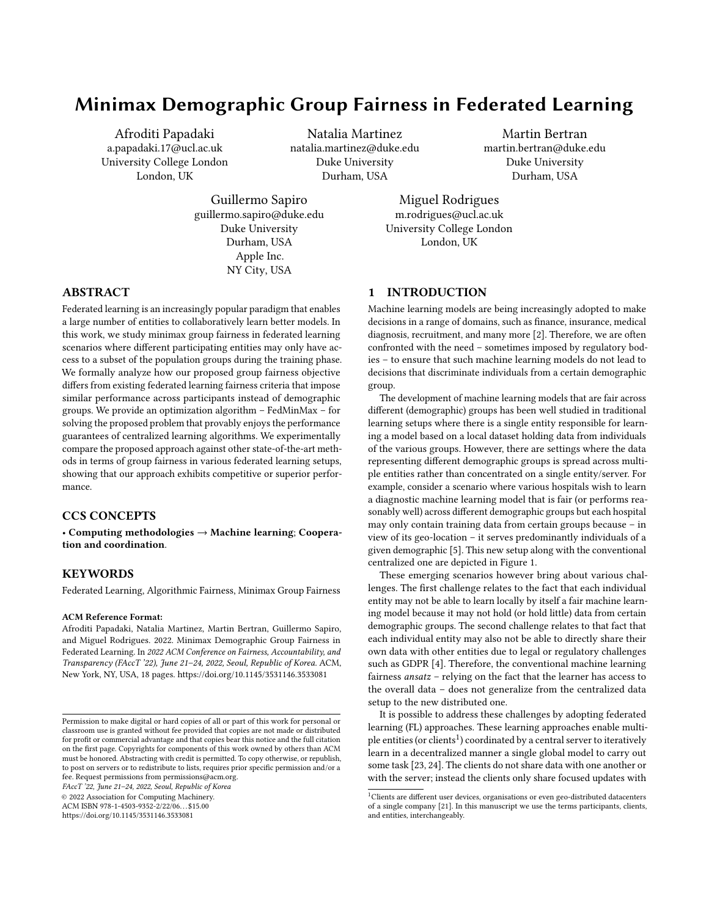# Minimax Demographic Group Fairness in Federated Learning

Afroditi Papadaki
a.papadaki.17@ucl.ac.uk
University College London
London, UK

Natalia Martinez
natalia.martinez@duke.edu
Duke University
Durham, USA

Martin Bertran
martin.bertran@duke.edu
Duke University
Durham, USA

Guillermo Sapiro
guillermo.sapiro@duke.edu
Duke University
Durham, USA
Apple Inc.
NY City, USA

Miguel Rodrigues
m.rodrigues@ucl.ac.uk
University College London
London, UK

## ABSTRACT

Federated learning is an increasingly popular paradigm that enables a large number of entities to collaboratively learn better models. In this work, we study minimax group fairness in federated learning scenarios where different participating entities may only have access to a subset of the population groups during the training phase. We formally analyze how our proposed group fairness objective differs from existing federated learning fairness criteria that impose similar performance across participants instead of demographic groups. We provide an optimization algorithm – FedMinMax – for solving the proposed problem that provably enjoys the performance guarantees of centralized learning algorithms. We experimentally compare the proposed approach against other state-of-the-art methods in terms of group fairness in various federated learning setups, showing that our approach exhibits competitive or superior performance.

## CCS CONCEPTS

• **Computing methodologies → Machine learning**; **Cooperation and coordination**.

## KEYWORDS

Federated Learning, Algorithmic Fairness, Minimax Group Fairness

**ACM Reference Format:**
Afroditi Papadaki, Natalia Martinez, Martin Bertran, Guillermo Sapiro, and Miguel Rodrigues. 2022. Minimax Demographic Group Fairness in Federated Learning. In *2022 ACM Conference on Fairness, Accountability, and Transparency (FAccT '22), June 21–24, 2022, Seoul, Republic of Korea.* ACM, New York, NY, USA, 18 pages. https://doi.org/10.1145/3531146.3533081

Permission to make digital or hard copies of all or part of this work for personal or classroom use is granted without fee provided that copies are not made or distributed for profit or commercial advantage and that copies bear this notice and the full citation on the first page. Copyrights for components of this work owned by others than ACM must be honored. Abstracting with credit is permitted. To copy otherwise, or republish, to post on servers or to redistribute to lists, requires prior specific permission and/or a fee. Request permissions from permissions@acm.org.
*FAccT '22, June 21–24, 2022, Seoul, Republic of Korea*
© 2022 Association for Computing Machinery.
ACM ISBN 978-1-4503-9352-2/22/06…$15.00
https://doi.org/10.1145/3531146.3533081

## 1 INTRODUCTION

Machine learning models are being increasingly adopted to make decisions in a range of domains, such as finance, insurance, medical diagnosis, recruitment, and many more [2]. Therefore, we are often confronted with the need – sometimes imposed by regulatory bodies – to ensure that such machine learning models do not lead to decisions that discriminate individuals from a certain demographic group.

The development of machine learning models that are fair across different (demographic) groups has been well studied in traditional learning setups where there is a single entity responsible for learning a model based on a local dataset holding data from individuals of the various groups. However, there are settings where the data representing different demographic groups is spread across multiple entities rather than concentrated on a single entity/server. For example, consider a scenario where various hospitals wish to learn a diagnostic machine learning model that is fair (or performs reasonably well) across different demographic groups but each hospital may only contain training data from certain groups because – in view of its geo-location – it serves predominantly individuals of a given demographic [5]. This new setup along with the conventional centralized one are depicted in Figure 1.

These emerging scenarios however bring about various challenges. The first challenge relates to the fact that each individual entity may not be able to learn locally by itself a fair machine learning model because it may not hold (or hold little) data from certain demographic groups. The second challenge relates to that fact that each individual entity may also not be able to directly share their own data with other entities due to legal or regulatory challenges such as GDPR [4]. Therefore, the conventional machine learning fairness *ansatz* – relying on the fact that the learner has access to the overall data – does not generalize from the centralized data setup to the new distributed one.

It is possible to address these challenges by adopting federated learning (FL) approaches. These learning approaches enable multiple entities (or clients[1]) coordinated by a central server to iteratively learn in a decentralized manner a single global model to carry out some task [23, 24]. The clients do not share data with one another or with the server; instead the clients only share focused updates with

[1]Clients are different user devices, organisations or even geo-distributed datacenters of a single company [21]. In this manuscript we use the terms participants, clients, and entities, interchangeably.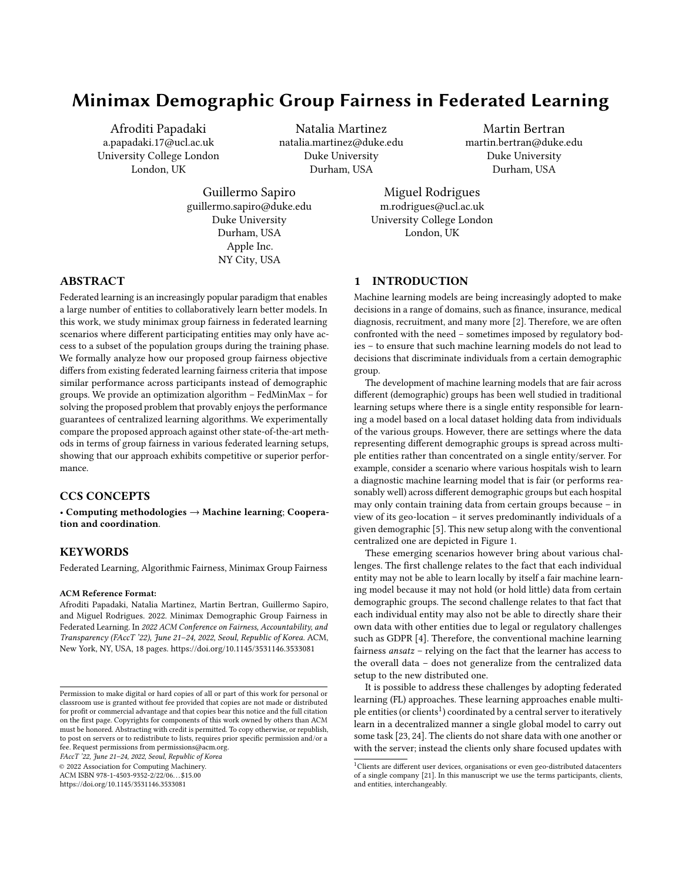# Minimax Demographic Group Fairness in Federated Learning

Afroditi Papadaki
a.papadaki.17@ucl.ac.uk
University College London
London, UK

Natalia Martinez
natalia.martinez@duke.edu
Duke University
Durham, USA

Martin Bertran
martin.bertran@duke.edu
Duke University
Durham, USA

Guillermo Sapiro
guillermo.sapiro@duke.edu
Duke University
Durham, USA
Apple Inc.
NY City, USA

Miguel Rodrigues
m.rodrigues@ucl.ac.uk
University College London
London, UK

## ABSTRACT

Federated learning is an increasingly popular paradigm that enables a large number of entities to collaboratively learn better models. In this work, we study minimax group fairness in federated learning scenarios where different participating entities may only have access to a subset of the population groups during the training phase. We formally analyze how our proposed group fairness objective differs from existing federated learning fairness criteria that impose similar performance across participants instead of demographic groups. We provide an optimization algorithm – FedMinMax – for solving the proposed problem that provably enjoys the performance guarantees of centralized learning algorithms. We experimentally compare the proposed approach against other state-of-the-art methods in terms of group fairness in various federated learning setups, showing that our approach exhibits competitive or superior performance.

## CCS CONCEPTS

• **Computing methodologies** → **Machine learning**; **Cooperation and coordination**.

## KEYWORDS

Federated Learning, Algorithmic Fairness, Minimax Group Fairness

**ACM Reference Format:**
Afroditi Papadaki, Natalia Martinez, Martin Bertran, Guillermo Sapiro, and Miguel Rodrigues. 2022. Minimax Demographic Group Fairness in Federated Learning. In *2022 ACM Conference on Fairness, Accountability, and Transparency (FAccT '22), June 21–24, 2022, Seoul, Republic of Korea.* ACM, New York, NY, USA, 18 pages. https://doi.org/10.1145/3531146.3533081

Permission to make digital or hard copies of all or part of this work for personal or classroom use is granted without fee provided that copies are not made or distributed for profit or commercial advantage and that copies bear this notice and the full citation on the first page. Copyrights for components of this work owned by others than ACM must be honored. Abstracting with credit is permitted. To copy otherwise, or republish, to post on servers or to redistribute to lists, requires prior specific permission and/or a fee. Request permissions from permissions@acm.org.
*FAccT '22, June 21–24, 2022, Seoul, Republic of Korea*
© 2022 Association for Computing Machinery.
ACM ISBN 978-1-4503-9352-2/22/06…$15.00
https://doi.org/10.1145/3531146.3533081

## 1 INTRODUCTION

Machine learning models are being increasingly adopted to make decisions in a range of domains, such as finance, insurance, medical diagnosis, recruitment, and many more [2]. Therefore, we are often confronted with the need – sometimes imposed by regulatory bodies – to ensure that such machine learning models do not lead to decisions that discriminate individuals from a certain demographic group.

The development of machine learning models that are fair across different (demographic) groups has been well studied in traditional learning setups where there is a single entity responsible for learning a model based on a local dataset holding data from individuals of the various groups. However, there are settings where the data representing different demographic groups is spread across multiple entities rather than concentrated on a single entity/server. For example, consider a scenario where various hospitals wish to learn a diagnostic machine learning model that is fair (or performs reasonably well) across different demographic groups but each hospital may only contain training data from certain groups because – in view of its geo-location – it serves predominantly individuals of a given demographic [5]. This new setup along with the conventional centralized one are depicted in Figure 1.

These emerging scenarios however bring about various challenges. The first challenge relates to the fact that each individual entity may not be able to learn locally by itself a fair machine learning model because it may not hold (or hold little) data from certain demographic groups. The second challenge relates to that fact that each individual entity may also not be able to directly share their own data with other entities due to legal or regulatory challenges such as GDPR [4]. Therefore, the conventional machine learning fairness *ansatz* – relying on the fact that the learner has access to the overall data – does not generalize from the centralized data setup to the new distributed one.

It is possible to address these challenges by adopting federated learning (FL) approaches. These learning approaches enable multiple entities (or clients[1]) coordinated by a central server to iteratively learn in a decentralized manner a single global model to carry out some task [23, 24]. The clients do not share data with one another or with the server; instead the clients only share focused updates with

[1]Clients are different user devices, organisations or even geo-distributed datacenters of a single company [21]. In this manuscript we use the terms participants, clients, and entities, interchangeably.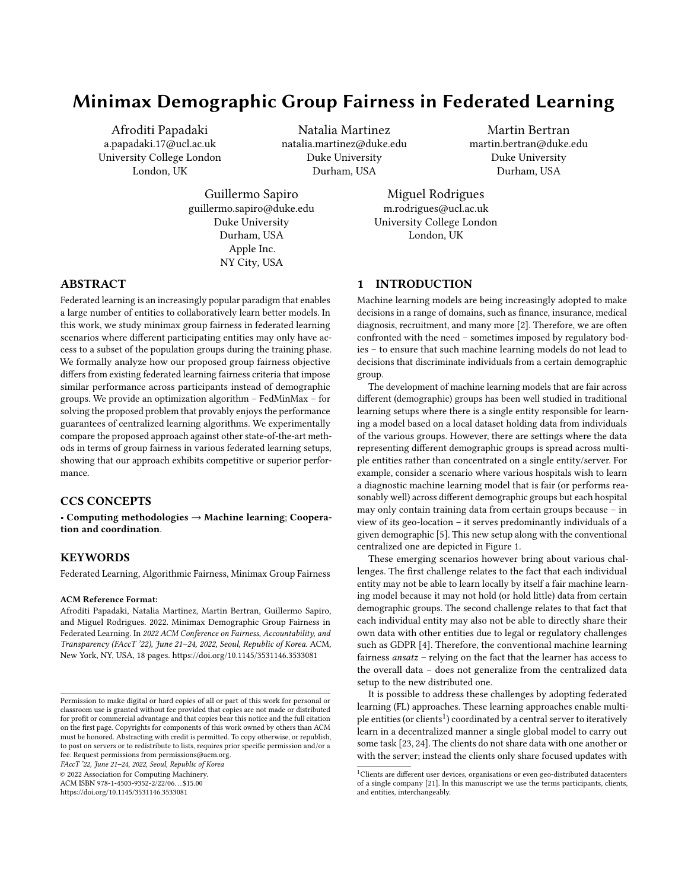# Minimax Demographic Group Fairness in Federated Learning

Afroditi Papadaki
a.papadaki.17@ucl.ac.uk
University College London
London, UK

Natalia Martinez
natalia.martinez@duke.edu
Duke University
Durham, USA

Martin Bertran
martin.bertran@duke.edu
Duke University
Durham, USA

Guillermo Sapiro
guillermo.sapiro@duke.edu
Duke University
Durham, USA
Apple Inc.
NY City, USA

Miguel Rodrigues
m.rodrigues@ucl.ac.uk
University College London
London, UK

## ABSTRACT

Federated learning is an increasingly popular paradigm that enables a large number of entities to collaboratively learn better models. In this work, we study minimax group fairness in federated learning scenarios where different participating entities may only have access to a subset of the population groups during the training phase. We formally analyze how our proposed group fairness objective differs from existing federated learning fairness criteria that impose similar performance across participants instead of demographic groups. We provide an optimization algorithm – FedMinMax – for solving the proposed problem that provably enjoys the performance guarantees of centralized learning algorithms. We experimentally compare the proposed approach against other state-of-the-art methods in terms of group fairness in various federated learning setups, showing that our approach exhibits competitive or superior performance.

## CCS CONCEPTS

• **Computing methodologies** → **Machine learning**; **Cooperation and coordination**.

## KEYWORDS

Federated Learning, Algorithmic Fairness, Minimax Group Fairness

**ACM Reference Format:**
Afroditi Papadaki, Natalia Martinez, Martin Bertran, Guillermo Sapiro, and Miguel Rodrigues. 2022. Minimax Demographic Group Fairness in Federated Learning. In *2022 ACM Conference on Fairness, Accountability, and Transparency (FAccT '22), June 21–24, 2022, Seoul, Republic of Korea.* ACM, New York, NY, USA, 18 pages. https://doi.org/10.1145/3531146.3533081

Permission to make digital or hard copies of all or part of this work for personal or classroom use is granted without fee provided that copies are not made or distributed for profit or commercial advantage and that copies bear this notice and the full citation on the first page. Copyrights for components of this work owned by others than ACM must be honored. Abstracting with credit is permitted. To copy otherwise, or republish, to post on servers or to redistribute to lists, requires prior specific permission and/or a fee. Request permissions from permissions@acm.org.
*FAccT '22, June 21–24, 2022, Seoul, Republic of Korea*
© 2022 Association for Computing Machinery.
ACM ISBN 978-1-4503-9352-2/22/06…$15.00
https://doi.org/10.1145/3531146.3533081

## 1 INTRODUCTION

Machine learning models are being increasingly adopted to make decisions in a range of domains, such as finance, insurance, medical diagnosis, recruitment, and many more [2]. Therefore, we are often confronted with the need – sometimes imposed by regulatory bodies – to ensure that such machine learning models do not lead to decisions that discriminate individuals from a certain demographic group.

The development of machine learning models that are fair across different (demographic) groups has been well studied in traditional learning setups where there is a single entity responsible for learning a model based on a local dataset holding data from individuals of the various groups. However, there are settings where the data representing different demographic groups is spread across multiple entities rather than concentrated on a single entity/server. For example, consider a scenario where various hospitals wish to learn a diagnostic machine learning model that is fair (or performs reasonably well) across different demographic groups but each hospital may only contain training data from certain groups because – in view of its geo-location – it serves predominantly individuals of a given demographic [5]. This new setup along with the conventional centralized one are depicted in Figure 1.

These emerging scenarios however bring about various challenges. The first challenge relates to the fact that each individual entity may not be able to learn locally by itself a fair machine learning model because it may not hold (or hold little) data from certain demographic groups. The second challenge relates to that fact that each individual entity may also not be able to directly share their own data with other entities due to legal or regulatory challenges such as GDPR [4]. Therefore, the conventional machine learning fairness *ansatz* – relying on the fact that the learner has access to the overall data – does not generalize from the centralized data setup to the new distributed one.

It is possible to address these challenges by adopting federated learning (FL) approaches. These learning approaches enable multiple entities (or clients[1]) coordinated by a central server to iteratively learn in a decentralized manner a single global model to carry out some task [23, 24]. The clients do not share data with one another or with the server; instead the clients only share focused updates with

[1]Clients are different user devices, organisations or even geo-distributed datacenters of a single company [21]. In this manuscript we use the terms participants, clients, and entities, interchangeably.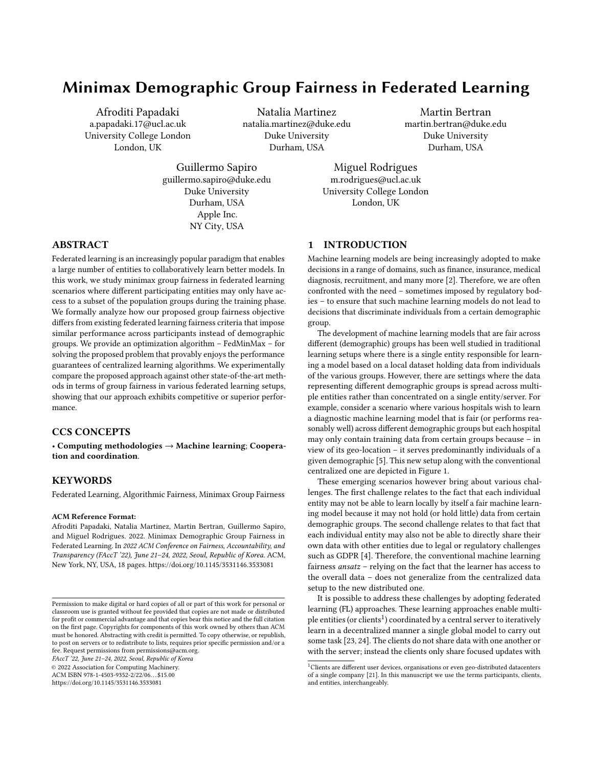# Minimax Demographic Group Fairness in Federated Learning

Afroditi Papadaki
a.papadaki.17@ucl.ac.uk
University College London
London, UK

Natalia Martinez
natalia.martinez@duke.edu
Duke University
Durham, USA

Martin Bertran
martin.bertran@duke.edu
Duke University
Durham, USA

Guillermo Sapiro
guillermo.sapiro@duke.edu
Duke University
Durham, USA
Apple Inc.
NY City, USA

Miguel Rodrigues
m.rodrigues@ucl.ac.uk
University College London
London, UK

## ABSTRACT

Federated learning is an increasingly popular paradigm that enables a large number of entities to collaboratively learn better models. In this work, we study minimax group fairness in federated learning scenarios where different participating entities may only have access to a subset of the population groups during the training phase. We formally analyze how our proposed group fairness objective differs from existing federated learning fairness criteria that impose similar performance across participants instead of demographic groups. We provide an optimization algorithm – FedMinMax – for solving the proposed problem that provably enjoys the performance guarantees of centralized learning algorithms. We experimentally compare the proposed approach against other state-of-the-art methods in terms of group fairness in various federated learning setups, showing that our approach exhibits competitive or superior performance.

## CCS CONCEPTS

• **Computing methodologies → Machine learning**; **Cooperation and coordination**.

## KEYWORDS

Federated Learning, Algorithmic Fairness, Minimax Group Fairness

**ACM Reference Format:**
Afroditi Papadaki, Natalia Martinez, Martin Bertran, Guillermo Sapiro, and Miguel Rodrigues. 2022. Minimax Demographic Group Fairness in Federated Learning. In *2022 ACM Conference on Fairness, Accountability, and Transparency (FAccT '22), June 21–24, 2022, Seoul, Republic of Korea.* ACM, New York, NY, USA, 18 pages. https://doi.org/10.1145/3531146.3533081

Permission to make digital or hard copies of all or part of this work for personal or classroom use is granted without fee provided that copies are not made or distributed for profit or commercial advantage and that copies bear this notice and the full citation on the first page. Copyrights for components of this work owned by others than ACM must be honored. Abstracting with credit is permitted. To copy otherwise, or republish, to post on servers or to redistribute to lists, requires prior specific permission and/or a fee. Request permissions from permissions@acm.org.
*FAccT '22, June 21–24, 2022, Seoul, Republic of Korea*
© 2022 Association for Computing Machinery.
ACM ISBN 978-1-4503-9352-2/22/06…$15.00
https://doi.org/10.1145/3531146.3533081

## 1 INTRODUCTION

Machine learning models are being increasingly adopted to make decisions in a range of domains, such as finance, insurance, medical diagnosis, recruitment, and many more [2]. Therefore, we are often confronted with the need – sometimes imposed by regulatory bodies – to ensure that such machine learning models do not lead to decisions that discriminate individuals from a certain demographic group.

The development of machine learning models that are fair across different (demographic) groups has been well studied in traditional learning setups where there is a single entity responsible for learning a model based on a local dataset holding data from individuals of the various groups. However, there are settings where the data representing different demographic groups is spread across multiple entities rather than concentrated on a single entity/server. For example, consider a scenario where various hospitals wish to learn a diagnostic machine learning model that is fair (or performs reasonably well) across different demographic groups but each hospital may only contain training data from certain groups because – in view of its geo-location – it serves predominantly individuals of a given demographic [5]. This new setup along with the conventional centralized one are depicted in Figure 1.

These emerging scenarios however bring about various challenges. The first challenge relates to the fact that each individual entity may not be able to learn locally by itself a fair machine learning model because it may not hold (or hold little) data from certain demographic groups. The second challenge relates to that fact that each individual entity may also not be able to directly share their own data with other entities due to legal or regulatory challenges such as GDPR [4]. Therefore, the conventional machine learning fairness *ansatz* – relying on the fact that the learner has access to the overall data – does not generalize from the centralized data setup to the new distributed one.

It is possible to address these challenges by adopting federated learning (FL) approaches. These learning approaches enable multiple entities (or clients[1]) coordinated by a central server to iteratively learn in a decentralized manner a single global model to carry out some task [23, 24]. The clients do not share data with one another or with the server; instead the clients only share focused updates with

[1]Clients are different user devices, organisations or even geo-distributed datacenters of a single company [21]. In this manuscript we use the terms participants, clients, and entities, interchangeably.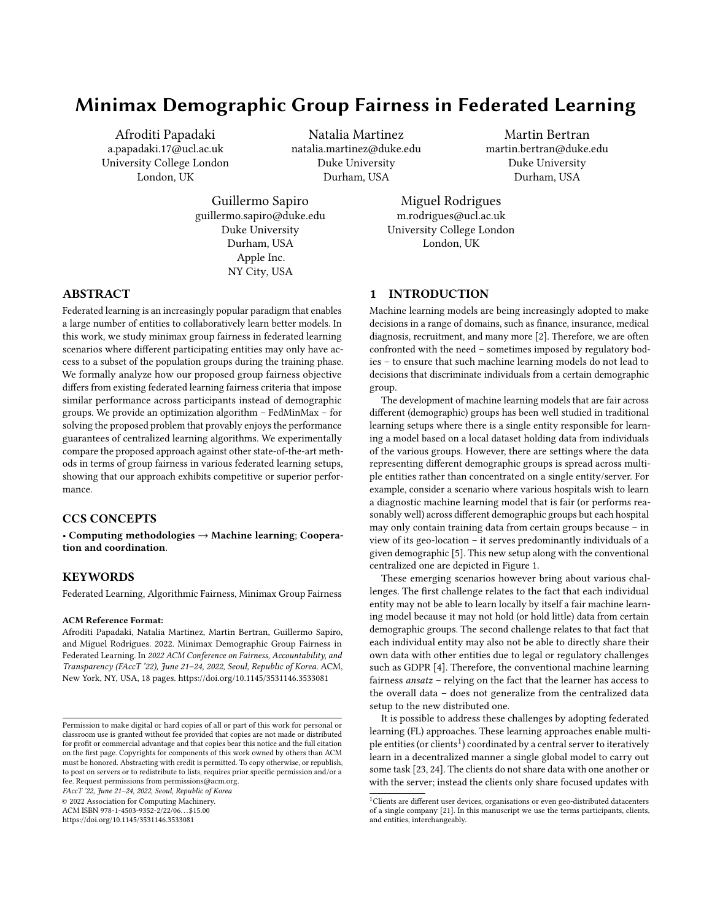# Minimax Demographic Group Fairness in Federated Learning

Afroditi Papadaki
a.papadaki.17@ucl.ac.uk
University College London
London, UK

Natalia Martinez
natalia.martinez@duke.edu
Duke University
Durham, USA

Martin Bertran
martin.bertran@duke.edu
Duke University
Durham, USA

Guillermo Sapiro
guillermo.sapiro@duke.edu
Duke University
Durham, USA
Apple Inc.
NY City, USA

Miguel Rodrigues
m.rodrigues@ucl.ac.uk
University College London
London, UK

## ABSTRACT

Federated learning is an increasingly popular paradigm that enables a large number of entities to collaboratively learn better models. In this work, we study minimax group fairness in federated learning scenarios where different participating entities may only have access to a subset of the population groups during the training phase. We formally analyze how our proposed group fairness objective differs from existing federated learning fairness criteria that impose similar performance across participants instead of demographic groups. We provide an optimization algorithm – FedMinMax – for solving the proposed problem that provably enjoys the performance guarantees of centralized learning algorithms. We experimentally compare the proposed approach against other state-of-the-art methods in terms of group fairness in various federated learning setups, showing that our approach exhibits competitive or superior performance.

## CCS CONCEPTS

• **Computing methodologies** → **Machine learning**; **Cooperation and coordination**.

## KEYWORDS

Federated Learning, Algorithmic Fairness, Minimax Group Fairness

**ACM Reference Format:**
Afroditi Papadaki, Natalia Martinez, Martin Bertran, Guillermo Sapiro, and Miguel Rodrigues. 2022. Minimax Demographic Group Fairness in Federated Learning. In *2022 ACM Conference on Fairness, Accountability, and Transparency (FAccT '22), June 21–24, 2022, Seoul, Republic of Korea.* ACM, New York, NY, USA, 18 pages. https://doi.org/10.1145/3531146.3533081

Permission to make digital or hard copies of all or part of this work for personal or classroom use is granted without fee provided that copies are not made or distributed for profit or commercial advantage and that copies bear this notice and the full citation on the first page. Copyrights for components of this work owned by others than ACM must be honored. Abstracting with credit is permitted. To copy otherwise, or republish, to post on servers or to redistribute to lists, requires prior specific permission and/or a fee. Request permissions from permissions@acm.org.
*FAccT '22, June 21–24, 2022, Seoul, Republic of Korea*
© 2022 Association for Computing Machinery.
ACM ISBN 978-1-4503-9352-2/22/06…$15.00
https://doi.org/10.1145/3531146.3533081

## 1 INTRODUCTION

Machine learning models are being increasingly adopted to make decisions in a range of domains, such as finance, insurance, medical diagnosis, recruitment, and many more [2]. Therefore, we are often confronted with the need – sometimes imposed by regulatory bodies – to ensure that such machine learning models do not lead to decisions that discriminate individuals from a certain demographic group.

The development of machine learning models that are fair across different (demographic) groups has been well studied in traditional learning setups where there is a single entity responsible for learning a model based on a local dataset holding data from individuals of the various groups. However, there are settings where the data representing different demographic groups is spread across multiple entities rather than concentrated on a single entity/server. For example, consider a scenario where various hospitals wish to learn a diagnostic machine learning model that is fair (or performs reasonably well) across different demographic groups but each hospital may only contain training data from certain groups because – in view of its geo-location – it serves predominantly individuals of a given demographic [5]. This new setup along with the conventional centralized one are depicted in Figure 1.

These emerging scenarios however bring about various challenges. The first challenge relates to the fact that each individual entity may not be able to learn locally by itself a fair machine learning model because it may not hold (or hold little) data from certain demographic groups. The second challenge relates to that fact that each individual entity may also not be able to directly share their own data with other entities due to legal or regulatory challenges such as GDPR [4]. Therefore, the conventional machine learning fairness *ansatz* – relying on the fact that the learner has access to the overall data – does not generalize from the centralized data setup to the new distributed one.

It is possible to address these challenges by adopting federated learning (FL) approaches. These learning approaches enable multiple entities (or clients[1]) coordinated by a central server to iteratively learn in a decentralized manner a single global model to carry out some task [23, 24]. The clients do not share data with one another or with the server; instead the clients only share focused updates with

[1]Clients are different user devices, organisations or even geo-distributed datacenters of a single company [21]. In this manuscript we use the terms participants, clients, and entities, interchangeably.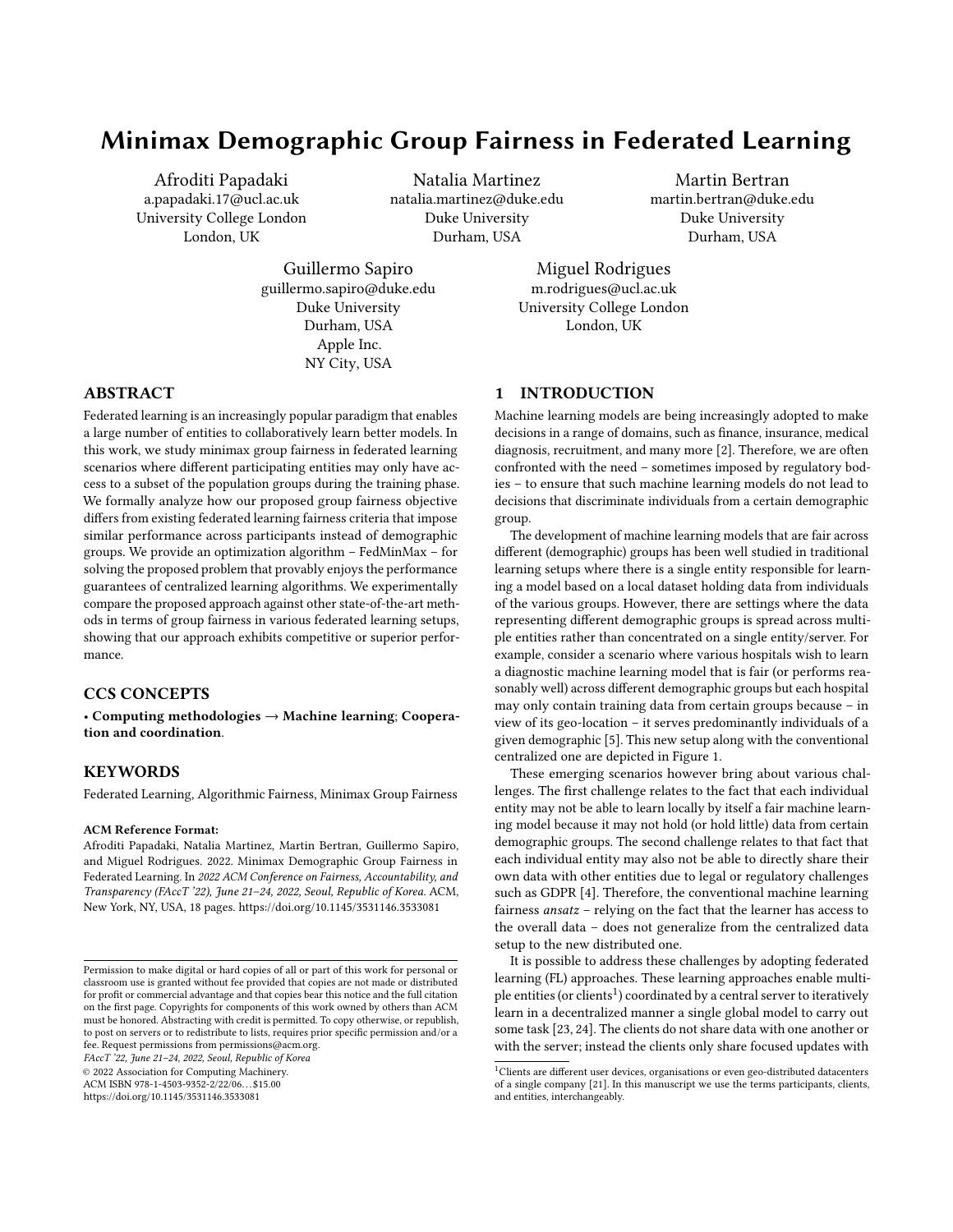# Minimax Demographic Group Fairness in Federated Learning

Afroditi Papadaki
a.papadaki.17@ucl.ac.uk
University College London
London, UK

Natalia Martinez
natalia.martinez@duke.edu
Duke University
Durham, USA

Martin Bertran
martin.bertran@duke.edu
Duke University
Durham, USA

Guillermo Sapiro
guillermo.sapiro@duke.edu
Duke University
Durham, USA
Apple Inc.
NY City, USA

Miguel Rodrigues
m.rodrigues@ucl.ac.uk
University College London
London, UK

## ABSTRACT

Federated learning is an increasingly popular paradigm that enables a large number of entities to collaboratively learn better models. In this work, we study minimax group fairness in federated learning scenarios where different participating entities may only have access to a subset of the population groups during the training phase. We formally analyze how our proposed group fairness objective differs from existing federated learning fairness criteria that impose similar performance across participants instead of demographic groups. We provide an optimization algorithm – FedMinMax – for solving the proposed problem that provably enjoys the performance guarantees of centralized learning algorithms. We experimentally compare the proposed approach against other state-of-the-art methods in terms of group fairness in various federated learning setups, showing that our approach exhibits competitive or superior performance.

## CCS CONCEPTS

• **Computing methodologies → Machine learning**; **Cooperation and coordination**.

## KEYWORDS

Federated Learning, Algorithmic Fairness, Minimax Group Fairness

**ACM Reference Format:**
Afroditi Papadaki, Natalia Martinez, Martin Bertran, Guillermo Sapiro, and Miguel Rodrigues. 2022. Minimax Demographic Group Fairness in Federated Learning. In *2022 ACM Conference on Fairness, Accountability, and Transparency (FAccT '22), June 21–24, 2022, Seoul, Republic of Korea.* ACM, New York, NY, USA, 18 pages. https://doi.org/10.1145/3531146.3533081

Permission to make digital or hard copies of all or part of this work for personal or classroom use is granted without fee provided that copies are not made or distributed for profit or commercial advantage and that copies bear this notice and the full citation on the first page. Copyrights for components of this work owned by others than ACM must be honored. Abstracting with credit is permitted. To copy otherwise, or republish, to post on servers or to redistribute to lists, requires prior specific permission and/or a fee. Request permissions from permissions@acm.org.
*FAccT '22, June 21–24, 2022, Seoul, Republic of Korea*
© 2022 Association for Computing Machinery.
ACM ISBN 978-1-4503-9352-2/22/06…$15.00
https://doi.org/10.1145/3531146.3533081

## 1 INTRODUCTION

Machine learning models are being increasingly adopted to make decisions in a range of domains, such as finance, insurance, medical diagnosis, recruitment, and many more [2]. Therefore, we are often confronted with the need – sometimes imposed by regulatory bodies – to ensure that such machine learning models do not lead to decisions that discriminate individuals from a certain demographic group.

The development of machine learning models that are fair across different (demographic) groups has been well studied in traditional learning setups where there is a single entity responsible for learning a model based on a local dataset holding data from individuals of the various groups. However, there are settings where the data representing different demographic groups is spread across multiple entities rather than concentrated on a single entity/server. For example, consider a scenario where various hospitals wish to learn a diagnostic machine learning model that is fair (or performs reasonably well) across different demographic groups but each hospital may only contain training data from certain groups because – in view of its geo-location – it serves predominantly individuals of a given demographic [5]. This new setup along with the conventional centralized one are depicted in Figure 1.

These emerging scenarios however bring about various challenges. The first challenge relates to the fact that each individual entity may not be able to learn locally by itself a fair machine learning model because it may not hold (or hold little) data from certain demographic groups. The second challenge relates to that fact that each individual entity may also not be able to directly share their own data with other entities due to legal or regulatory challenges such as GDPR [4]. Therefore, the conventional machine learning fairness *ansatz* – relying on the fact that the learner has access to the overall data – does not generalize from the centralized data setup to the new distributed one.

It is possible to address these challenges by adopting federated learning (FL) approaches. These learning approaches enable multiple entities (or clients[1]) coordinated by a central server to iteratively learn in a decentralized manner a single global model to carry out some task [23, 24]. The clients do not share data with one another or with the server; instead the clients only share focused updates with

[1]Clients are different user devices, organisations or even geo-distributed datacenters of a single company [21]. In this manuscript we use the terms participants, clients, and entities, interchangeably.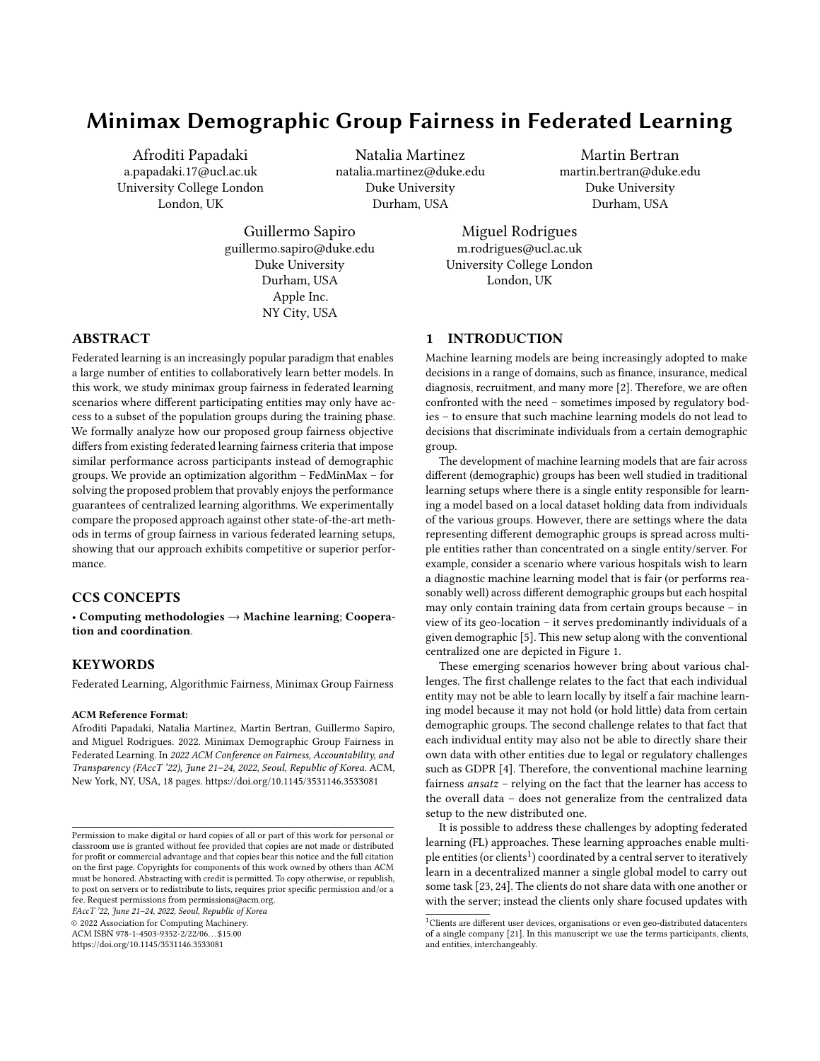# Minimax Demographic Group Fairness in Federated Learning

Afroditi Papadaki
a.papadaki.17@ucl.ac.uk
University College London
London, UK

Natalia Martinez
natalia.martinez@duke.edu
Duke University
Durham, USA

Martin Bertran
martin.bertran@duke.edu
Duke University
Durham, USA

Guillermo Sapiro
guillermo.sapiro@duke.edu
Duke University
Durham, USA
Apple Inc.
NY City, USA

Miguel Rodrigues
m.rodrigues@ucl.ac.uk
University College London
London, UK

## ABSTRACT

Federated learning is an increasingly popular paradigm that enables a large number of entities to collaboratively learn better models. In this work, we study minimax group fairness in federated learning scenarios where different participating entities may only have access to a subset of the population groups during the training phase. We formally analyze how our proposed group fairness objective differs from existing federated learning fairness criteria that impose similar performance across participants instead of demographic groups. We provide an optimization algorithm – FedMinMax – for solving the proposed problem that provably enjoys the performance guarantees of centralized learning algorithms. We experimentally compare the proposed approach against other state-of-the-art methods in terms of group fairness in various federated learning setups, showing that our approach exhibits competitive or superior performance.

## CCS CONCEPTS

• **Computing methodologies** → **Machine learning**; **Cooperation and coordination**.

## KEYWORDS

Federated Learning, Algorithmic Fairness, Minimax Group Fairness

**ACM Reference Format:**
Afroditi Papadaki, Natalia Martinez, Martin Bertran, Guillermo Sapiro, and Miguel Rodrigues. 2022. Minimax Demographic Group Fairness in Federated Learning. In *2022 ACM Conference on Fairness, Accountability, and Transparency (FAccT '22), June 21–24, 2022, Seoul, Republic of Korea.* ACM, New York, NY, USA, 18 pages. https://doi.org/10.1145/3531146.3533081

Permission to make digital or hard copies of all or part of this work for personal or classroom use is granted without fee provided that copies are not made or distributed for profit or commercial advantage and that copies bear this notice and the full citation on the first page. Copyrights for components of this work owned by others than ACM must be honored. Abstracting with credit is permitted. To copy otherwise, or republish, to post on servers or to redistribute to lists, requires prior specific permission and/or a fee. Request permissions from permissions@acm.org.
*FAccT '22, June 21–24, 2022, Seoul, Republic of Korea*
© 2022 Association for Computing Machinery.
ACM ISBN 978-1-4503-9352-2/22/06...$15.00
https://doi.org/10.1145/3531146.3533081

## 1 INTRODUCTION

Machine learning models are being increasingly adopted to make decisions in a range of domains, such as finance, insurance, medical diagnosis, recruitment, and many more [2]. Therefore, we are often confronted with the need – sometimes imposed by regulatory bodies – to ensure that such machine learning models do not lead to decisions that discriminate individuals from a certain demographic group.

The development of machine learning models that are fair across different (demographic) groups has been well studied in traditional learning setups where there is a single entity responsible for learning a model based on a local dataset holding data from individuals of the various groups. However, there are settings where the data representing different demographic groups is spread across multiple entities rather than concentrated on a single entity/server. For example, consider a scenario where various hospitals wish to learn a diagnostic machine learning model that is fair (or performs reasonably well) across different demographic groups but each hospital may only contain training data from certain groups because – in view of its geo-location – it serves predominantly individuals of a given demographic [5]. This new setup along with the conventional centralized one are depicted in Figure 1.

These emerging scenarios however bring about various challenges. The first challenge relates to the fact that each individual entity may not be able to learn locally by itself a fair machine learning model because it may not hold (or hold little) data from certain demographic groups. The second challenge relates to that fact that each individual entity may also not be able to directly share their own data with other entities due to legal or regulatory challenges such as GDPR [4]. Therefore, the conventional machine learning fairness *ansatz* – relying on the fact that the learner has access to the overall data – does not generalize from the centralized data setup to the new distributed one.

It is possible to address these challenges by adopting federated learning (FL) approaches. These learning approaches enable multiple entities (or clients[1]) coordinated by a central server to iteratively learn in a decentralized manner a single global model to carry out some task [23, 24]. The clients do not share data with one another or with the server; instead the clients only share focused updates with

[1]Clients are different user devices, organisations or even geo-distributed datacenters of a single company [21]. In this manuscript we use the terms participants, clients, and entities, interchangeably.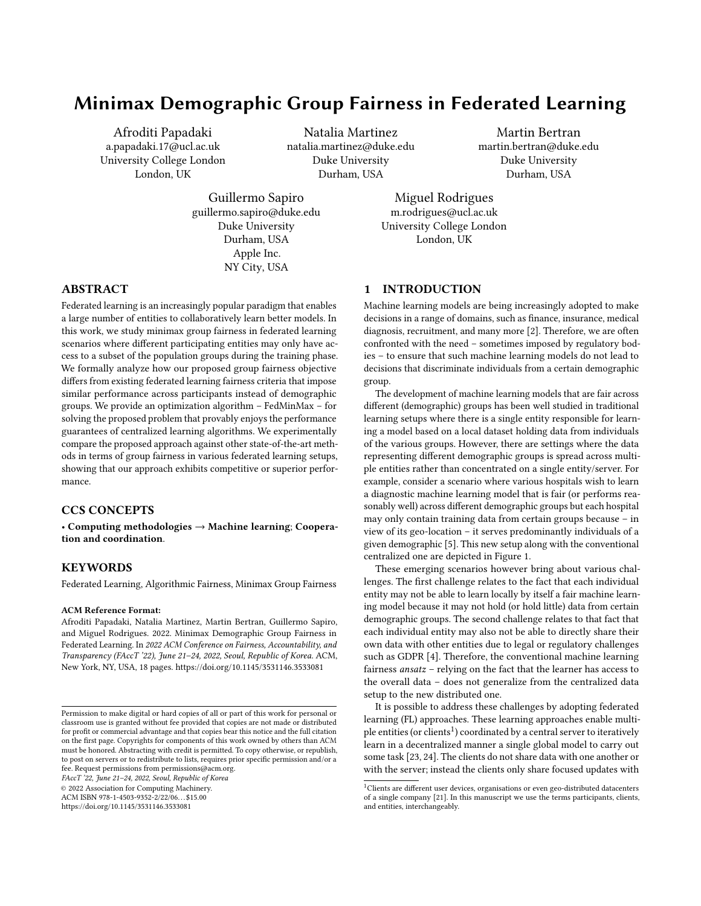# Minimax Demographic Group Fairness in Federated Learning

Afroditi Papadaki
a.papadaki.17@ucl.ac.uk
University College London
London, UK

Natalia Martinez
natalia.martinez@duke.edu
Duke University
Durham, USA

Martin Bertran
martin.bertran@duke.edu
Duke University
Durham, USA

Guillermo Sapiro
guillermo.sapiro@duke.edu
Duke University
Durham, USA
Apple Inc.
NY City, USA

Miguel Rodrigues
m.rodrigues@ucl.ac.uk
University College London
London, UK

## ABSTRACT

Federated learning is an increasingly popular paradigm that enables a large number of entities to collaboratively learn better models. In this work, we study minimax group fairness in federated learning scenarios where different participating entities may only have access to a subset of the population groups during the training phase. We formally analyze how our proposed group fairness objective differs from existing federated learning fairness criteria that impose similar performance across participants instead of demographic groups. We provide an optimization algorithm – FedMinMax – for solving the proposed problem that provably enjoys the performance guarantees of centralized learning algorithms. We experimentally compare the proposed approach against other state-of-the-art methods in terms of group fairness in various federated learning setups, showing that our approach exhibits competitive or superior performance.

## CCS CONCEPTS

• **Computing methodologies** → **Machine learning**; **Cooperation and coordination**.

## KEYWORDS

Federated Learning, Algorithmic Fairness, Minimax Group Fairness

**ACM Reference Format:**

Afroditi Papadaki, Natalia Martinez, Martin Bertran, Guillermo Sapiro, and Miguel Rodrigues. 2022. Minimax Demographic Group Fairness in Federated Learning. In *2022 ACM Conference on Fairness, Accountability, and Transparency (FAccT '22), June 21–24, 2022, Seoul, Republic of Korea.* ACM, New York, NY, USA, 18 pages. https://doi.org/10.1145/3531146.3533081

Permission to make digital or hard copies of all or part of this work for personal or classroom use is granted without fee provided that copies are not made or distributed for profit or commercial advantage and that copies bear this notice and the full citation on the first page. Copyrights for components of this work owned by others than ACM must be honored. Abstracting with credit is permitted. To copy otherwise, or republish, to post on servers or to redistribute to lists, requires prior specific permission and/or a fee. Request permissions from permissions@acm.org.
*FAccT '22, June 21–24, 2022, Seoul, Republic of Korea*
© 2022 Association for Computing Machinery.
ACM ISBN 978-1-4503-9352-2/22/06...$15.00
https://doi.org/10.1145/3531146.3533081

## 1 INTRODUCTION

Machine learning models are being increasingly adopted to make decisions in a range of domains, such as finance, insurance, medical diagnosis, recruitment, and many more [2]. Therefore, we are often confronted with the need – sometimes imposed by regulatory bodies – to ensure that such machine learning models do not lead to decisions that discriminate individuals from a certain demographic group.

The development of machine learning models that are fair across different (demographic) groups has been well studied in traditional learning setups where there is a single entity responsible for learning a model based on a local dataset holding data from individuals of the various groups. However, there are settings where the data representing different demographic groups is spread across multiple entities rather than concentrated on a single entity/server. For example, consider a scenario where various hospitals wish to learn a diagnostic machine learning model that is fair (or performs reasonably well) across different demographic groups but each hospital may only contain training data from certain groups because – in view of its geo-location – it serves predominantly individuals of a given demographic [5]. This new setup along with the conventional centralized one are depicted in Figure 1.

These emerging scenarios however bring about various challenges. The first challenge relates to the fact that each individual entity may not be able to learn locally by itself a fair machine learning model because it may not hold (or hold little) data from certain demographic groups. The second challenge relates to that fact that each individual entity may also not be able to directly share their own data with other entities due to legal or regulatory challenges such as GDPR [4]. Therefore, the conventional machine learning fairness *ansatz* – relying on the fact that the learner has access to the overall data – does not generalize from the centralized data setup to the new distributed one.

It is possible to address these challenges by adopting federated learning (FL) approaches. These learning approaches enable multiple entities (or clients[1]) coordinated by a central server to iteratively learn in a decentralized manner a single global model to carry out some task [23, 24]. The clients do not share data with one another or with the server; instead the clients only share focused updates with

[1]Clients are different user devices, organisations or even geo-distributed datacenters of a single company [21]. In this manuscript we use the terms participants, clients, and entities, interchangeably.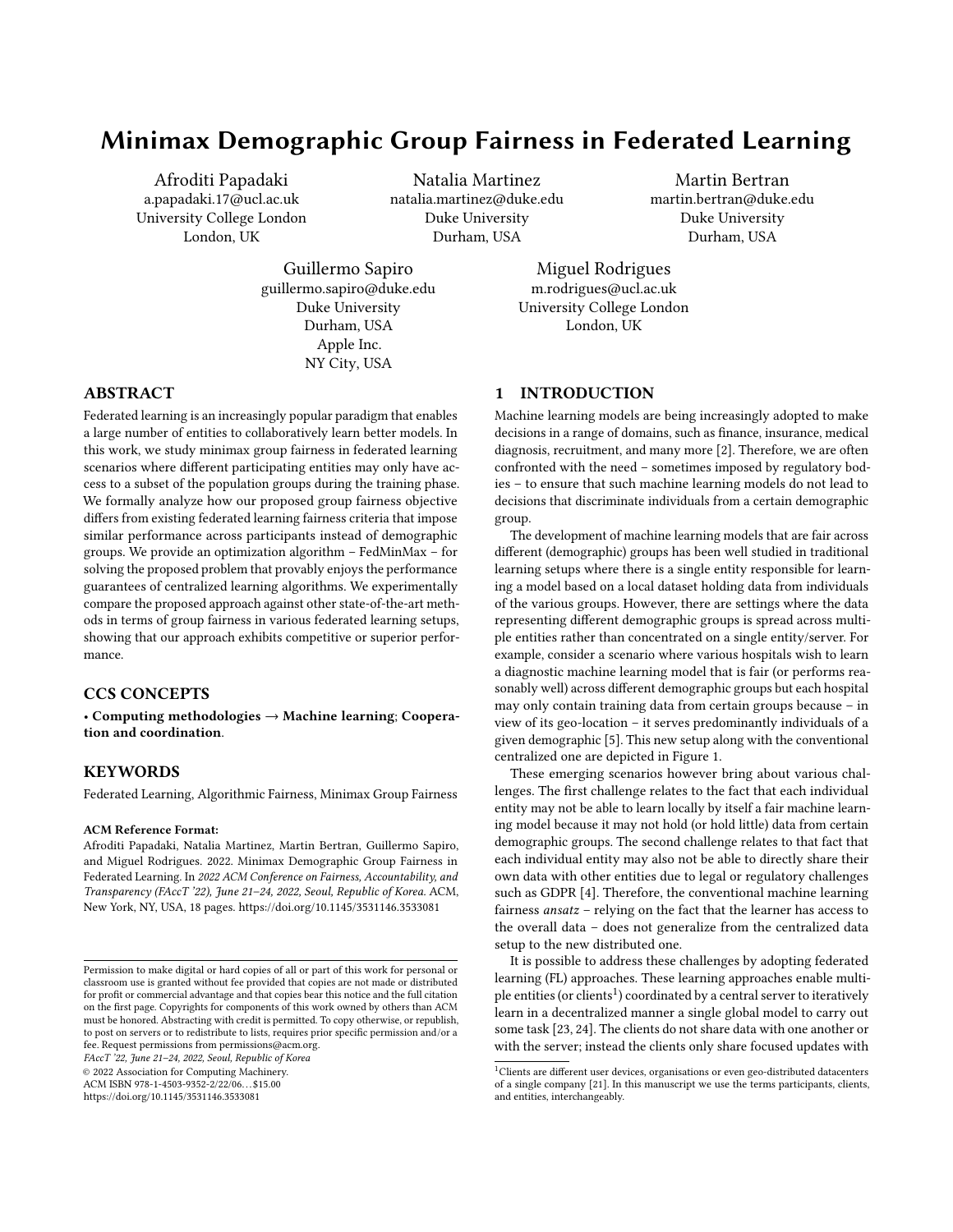# Minimax Demographic Group Fairness in Federated Learning

Afroditi Papadaki
a.papadaki.17@ucl.ac.uk
University College London
London, UK

Natalia Martinez
natalia.martinez@duke.edu
Duke University
Durham, USA

Martin Bertran
martin.bertran@duke.edu
Duke University
Durham, USA

Guillermo Sapiro
guillermo.sapiro@duke.edu
Duke University
Durham, USA
Apple Inc.
NY City, USA

Miguel Rodrigues
m.rodrigues@ucl.ac.uk
University College London
London, UK

## ABSTRACT

Federated learning is an increasingly popular paradigm that enables a large number of entities to collaboratively learn better models. In this work, we study minimax group fairness in federated learning scenarios where different participating entities may only have access to a subset of the population groups during the training phase. We formally analyze how our proposed group fairness objective differs from existing federated learning fairness criteria that impose similar performance across participants instead of demographic groups. We provide an optimization algorithm – FedMinMax – for solving the proposed problem that provably enjoys the performance guarantees of centralized learning algorithms. We experimentally compare the proposed approach against other state-of-the-art methods in terms of group fairness in various federated learning setups, showing that our approach exhibits competitive or superior performance.

## CCS CONCEPTS

• **Computing methodologies** → **Machine learning**; **Cooperation and coordination**.

## KEYWORDS

Federated Learning, Algorithmic Fairness, Minimax Group Fairness

**ACM Reference Format:**
Afroditi Papadaki, Natalia Martinez, Martin Bertran, Guillermo Sapiro, and Miguel Rodrigues. 2022. Minimax Demographic Group Fairness in Federated Learning. In *2022 ACM Conference on Fairness, Accountability, and Transparency (FAccT '22), June 21–24, 2022, Seoul, Republic of Korea.* ACM, New York, NY, USA, 18 pages. https://doi.org/10.1145/3531146.3533081

Permission to make digital or hard copies of all or part of this work for personal or classroom use is granted without fee provided that copies are not made or distributed for profit or commercial advantage and that copies bear this notice and the full citation on the first page. Copyrights for components of this work owned by others than ACM must be honored. Abstracting with credit is permitted. To copy otherwise, or republish, to post on servers or to redistribute to lists, requires prior specific permission and/or a fee. Request permissions from permissions@acm.org.
*FAccT '22, June 21–24, 2022, Seoul, Republic of Korea*
© 2022 Association for Computing Machinery.
ACM ISBN 978-1-4503-9352-2/22/06...$15.00
https://doi.org/10.1145/3531146.3533081

## 1 INTRODUCTION

Machine learning models are being increasingly adopted to make decisions in a range of domains, such as finance, insurance, medical diagnosis, recruitment, and many more [2]. Therefore, we are often confronted with the need – sometimes imposed by regulatory bodies – to ensure that such machine learning models do not lead to decisions that discriminate individuals from a certain demographic group.

The development of machine learning models that are fair across different (demographic) groups has been well studied in traditional learning setups where there is a single entity responsible for learning a model based on a local dataset holding data from individuals of the various groups. However, there are settings where the data representing different demographic groups is spread across multiple entities rather than concentrated on a single entity/server. For example, consider a scenario where various hospitals wish to learn a diagnostic machine learning model that is fair (or performs reasonably well) across different demographic groups but each hospital may only contain training data from certain groups because – in view of its geo-location – it serves predominantly individuals of a given demographic [5]. This new setup along with the conventional centralized one are depicted in Figure 1.

These emerging scenarios however bring about various challenges. The first challenge relates to the fact that each individual entity may not be able to learn locally by itself a fair machine learning model because it may not hold (or hold little) data from certain demographic groups. The second challenge relates to that fact that each individual entity may also not be able to directly share their own data with other entities due to legal or regulatory challenges such as GDPR [4]. Therefore, the conventional machine learning fairness *ansatz* – relying on the fact that the learner has access to the overall data – does not generalize from the centralized data setup to the new distributed one.

It is possible to address these challenges by adopting federated learning (FL) approaches. These learning approaches enable multiple entities (or clients[1]) coordinated by a central server to iteratively learn in a decentralized manner a single global model to carry out some task [23, 24]. The clients do not share data with one another or with the server; instead the clients only share focused updates with

[1]Clients are different user devices, organisations or even geo-distributed datacenters of a single company [21]. In this manuscript we use the terms participants, clients, and entities, interchangeably.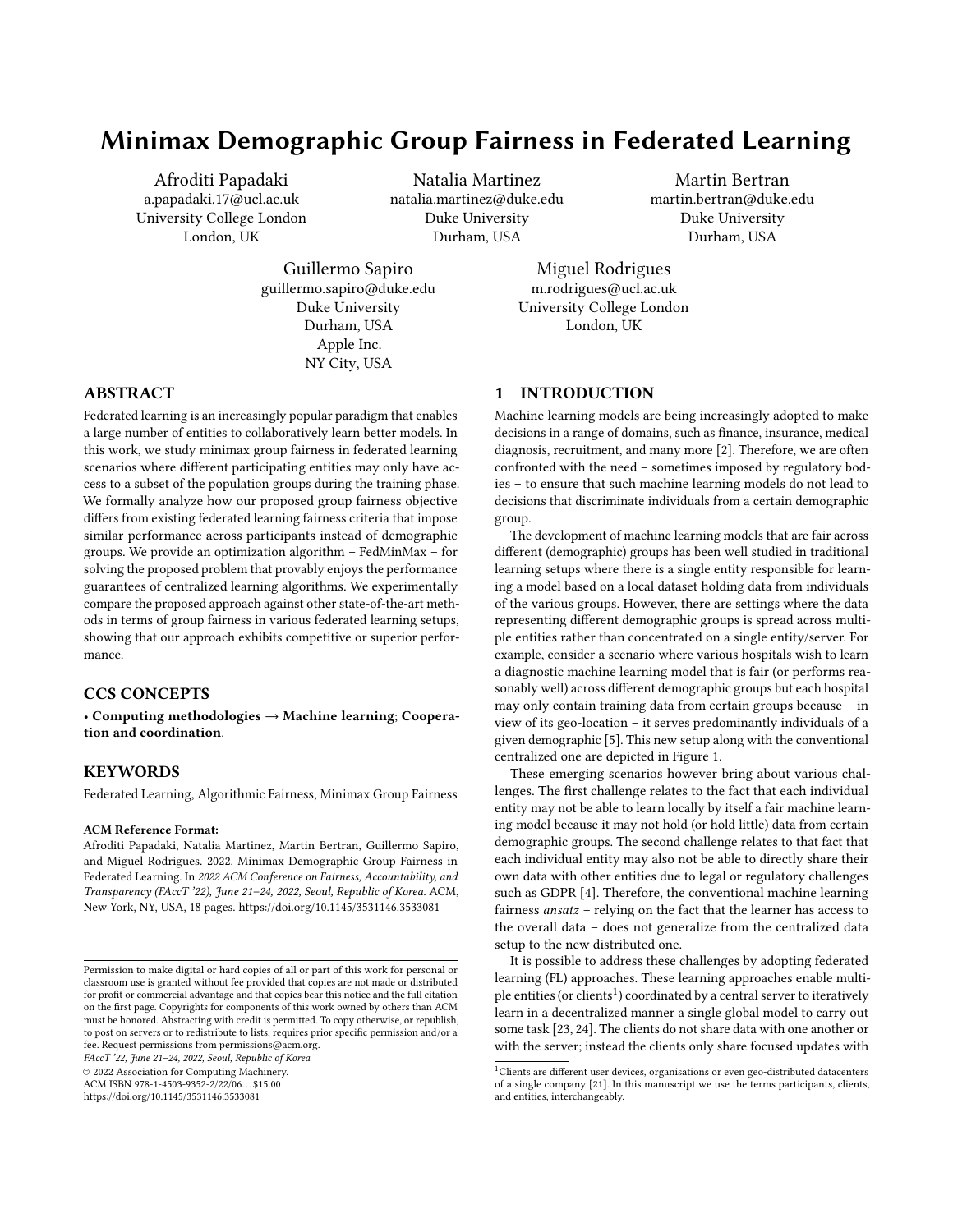# Minimax Demographic Group Fairness in Federated Learning

Afroditi Papadaki
a.papadaki.17@ucl.ac.uk
University College London
London, UK

Natalia Martinez
natalia.martinez@duke.edu
Duke University
Durham, USA

Martin Bertran
martin.bertran@duke.edu
Duke University
Durham, USA

Guillermo Sapiro
guillermo.sapiro@duke.edu
Duke University
Durham, USA
Apple Inc.
NY City, USA

Miguel Rodrigues
m.rodrigues@ucl.ac.uk
University College London
London, UK

## ABSTRACT

Federated learning is an increasingly popular paradigm that enables a large number of entities to collaboratively learn better models. In this work, we study minimax group fairness in federated learning scenarios where different participating entities may only have access to a subset of the population groups during the training phase. We formally analyze how our proposed group fairness objective differs from existing federated learning fairness criteria that impose similar performance across participants instead of demographic groups. We provide an optimization algorithm – FedMinMax – for solving the proposed problem that provably enjoys the performance guarantees of centralized learning algorithms. We experimentally compare the proposed approach against other state-of-the-art methods in terms of group fairness in various federated learning setups, showing that our approach exhibits competitive or superior performance.

## CCS CONCEPTS

• **Computing methodologies** → **Machine learning**; **Cooperation and coordination**.

## KEYWORDS

Federated Learning, Algorithmic Fairness, Minimax Group Fairness

**ACM Reference Format:**
Afroditi Papadaki, Natalia Martinez, Martin Bertran, Guillermo Sapiro, and Miguel Rodrigues. 2022. Minimax Demographic Group Fairness in Federated Learning. In *2022 ACM Conference on Fairness, Accountability, and Transparency (FAccT '22), June 21–24, 2022, Seoul, Republic of Korea.* ACM, New York, NY, USA, 18 pages. https://doi.org/10.1145/3531146.3533081

Permission to make digital or hard copies of all or part of this work for personal or classroom use is granted without fee provided that copies are not made or distributed for profit or commercial advantage and that copies bear this notice and the full citation on the first page. Copyrights for components of this work owned by others than ACM must be honored. Abstracting with credit is permitted. To copy otherwise, or republish, to post on servers or to redistribute to lists, requires prior specific permission and/or a fee. Request permissions from permissions@acm.org.
*FAccT '22, June 21–24, 2022, Seoul, Republic of Korea*
© 2022 Association for Computing Machinery.
ACM ISBN 978-1-4503-9352-2/22/06…$15.00
https://doi.org/10.1145/3531146.3533081

## 1 INTRODUCTION

Machine learning models are being increasingly adopted to make decisions in a range of domains, such as finance, insurance, medical diagnosis, recruitment, and many more [2]. Therefore, we are often confronted with the need – sometimes imposed by regulatory bodies – to ensure that such machine learning models do not lead to decisions that discriminate individuals from a certain demographic group.

The development of machine learning models that are fair across different (demographic) groups has been well studied in traditional learning setups where there is a single entity responsible for learning a model based on a local dataset holding data from individuals of the various groups. However, there are settings where the data representing different demographic groups is spread across multiple entities rather than concentrated on a single entity/server. For example, consider a scenario where various hospitals wish to learn a diagnostic machine learning model that is fair (or performs reasonably well) across different demographic groups but each hospital may only contain training data from certain groups because – in view of its geo-location – it serves predominantly individuals of a given demographic [5]. This new setup along with the conventional centralized one are depicted in Figure 1.

These emerging scenarios however bring about various challenges. The first challenge relates to the fact that each individual entity may not be able to learn locally by itself a fair machine learning model because it may not hold (or hold little) data from certain demographic groups. The second challenge relates to that fact that each individual entity may also not be able to directly share their own data with other entities due to legal or regulatory challenges such as GDPR [4]. Therefore, the conventional machine learning fairness *ansatz* – relying on the fact that the learner has access to the overall data – does not generalize from the centralized data setup to the new distributed one.

It is possible to address these challenges by adopting federated learning (FL) approaches. These learning approaches enable multiple entities (or clients[1]) coordinated by a central server to iteratively learn in a decentralized manner a single global model to carry out some task [23, 24]. The clients do not share data with one another or with the server; instead the clients only share focused updates with

[1]Clients are different user devices, organisations or even geo-distributed datacenters of a single company [21]. In this manuscript we use the terms participants, clients, and entities, interchangeably.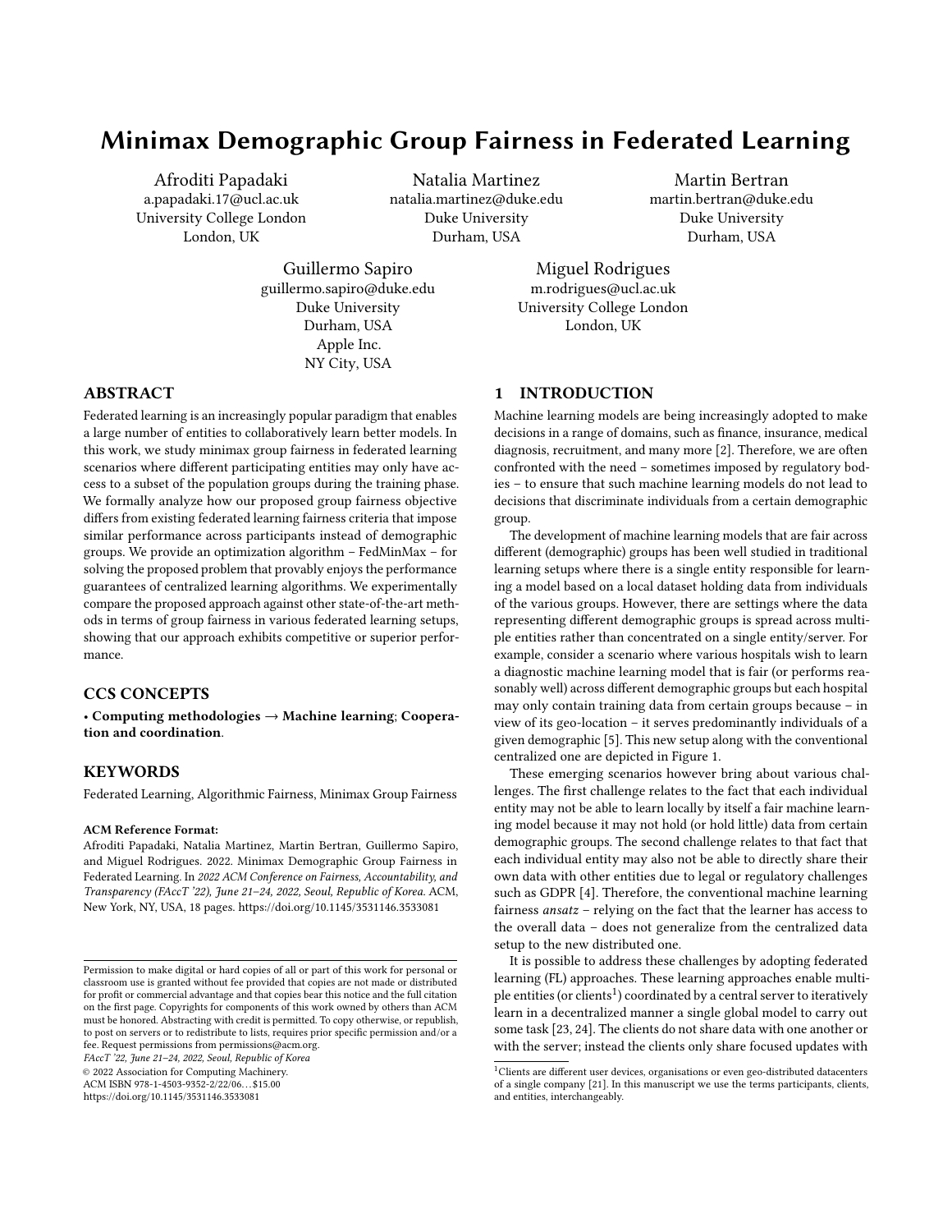# Minimax Demographic Group Fairness in Federated Learning

Afroditi Papadaki
a.papadaki.17@ucl.ac.uk
University College London
London, UK

Natalia Martinez
natalia.martinez@duke.edu
Duke University
Durham, USA

Martin Bertran
martin.bertran@duke.edu
Duke University
Durham, USA

Guillermo Sapiro
guillermo.sapiro@duke.edu
Duke University
Durham, USA
Apple Inc.
NY City, USA

Miguel Rodrigues
m.rodrigues@ucl.ac.uk
University College London
London, UK

## ABSTRACT

Federated learning is an increasingly popular paradigm that enables a large number of entities to collaboratively learn better models. In this work, we study minimax group fairness in federated learning scenarios where different participating entities may only have access to a subset of the population groups during the training phase. We formally analyze how our proposed group fairness objective differs from existing federated learning fairness criteria that impose similar performance across participants instead of demographic groups. We provide an optimization algorithm – FedMinMax – for solving the proposed problem that provably enjoys the performance guarantees of centralized learning algorithms. We experimentally compare the proposed approach against other state-of-the-art methods in terms of group fairness in various federated learning setups, showing that our approach exhibits competitive or superior performance.

## CCS CONCEPTS

• **Computing methodologies** → **Machine learning**; **Cooperation and coordination**.

## KEYWORDS

Federated Learning, Algorithmic Fairness, Minimax Group Fairness

**ACM Reference Format:**
Afroditi Papadaki, Natalia Martinez, Martin Bertran, Guillermo Sapiro, and Miguel Rodrigues. 2022. Minimax Demographic Group Fairness in Federated Learning. In *2022 ACM Conference on Fairness, Accountability, and Transparency (FAccT '22), June 21–24, 2022, Seoul, Republic of Korea.* ACM, New York, NY, USA, 18 pages. https://doi.org/10.1145/3531146.3533081

Permission to make digital or hard copies of all or part of this work for personal or classroom use is granted without fee provided that copies are not made or distributed for profit or commercial advantage and that copies bear this notice and the full citation on the first page. Copyrights for components of this work owned by others than ACM must be honored. Abstracting with credit is permitted. To copy otherwise, or republish, to post on servers or to redistribute to lists, requires prior specific permission and/or a fee. Request permissions from permissions@acm.org.
*FAccT '22, June 21–24, 2022, Seoul, Republic of Korea*
© 2022 Association for Computing Machinery.
ACM ISBN 978-1-4503-9352-2/22/06…$15.00
https://doi.org/10.1145/3531146.3533081

## 1 INTRODUCTION

Machine learning models are being increasingly adopted to make decisions in a range of domains, such as finance, insurance, medical diagnosis, recruitment, and many more [2]. Therefore, we are often confronted with the need – sometimes imposed by regulatory bodies – to ensure that such machine learning models do not lead to decisions that discriminate individuals from a certain demographic group.

The development of machine learning models that are fair across different (demographic) groups has been well studied in traditional learning setups where there is a single entity responsible for learning a model based on a local dataset holding data from individuals of the various groups. However, there are settings where the data representing different demographic groups is spread across multiple entities rather than concentrated on a single entity/server. For example, consider a scenario where various hospitals wish to learn a diagnostic machine learning model that is fair (or performs reasonably well) across different demographic groups but each hospital may only contain training data from certain groups because – in view of its geo-location – it serves predominantly individuals of a given demographic [5]. This new setup along with the conventional centralized one are depicted in Figure 1.

These emerging scenarios however bring about various challenges. The first challenge relates to the fact that each individual entity may not be able to learn locally by itself a fair machine learning model because it may not hold (or hold little) data from certain demographic groups. The second challenge relates to that fact that each individual entity may also not be able to directly share their own data with other entities due to legal or regulatory challenges such as GDPR [4]. Therefore, the conventional machine learning fairness *ansatz* – relying on the fact that the learner has access to the overall data – does not generalize from the centralized data setup to the new distributed one.

It is possible to address these challenges by adopting federated learning (FL) approaches. These learning approaches enable multiple entities (or clients[1]) coordinated by a central server to iteratively learn in a decentralized manner a single global model to carry out some task [23, 24]. The clients do not share data with one another or with the server; instead the clients only share focused updates with

[1]Clients are different user devices, organisations or even geo-distributed datacenters of a single company [21]. In this manuscript we use the terms participants, clients, and entities, interchangeably.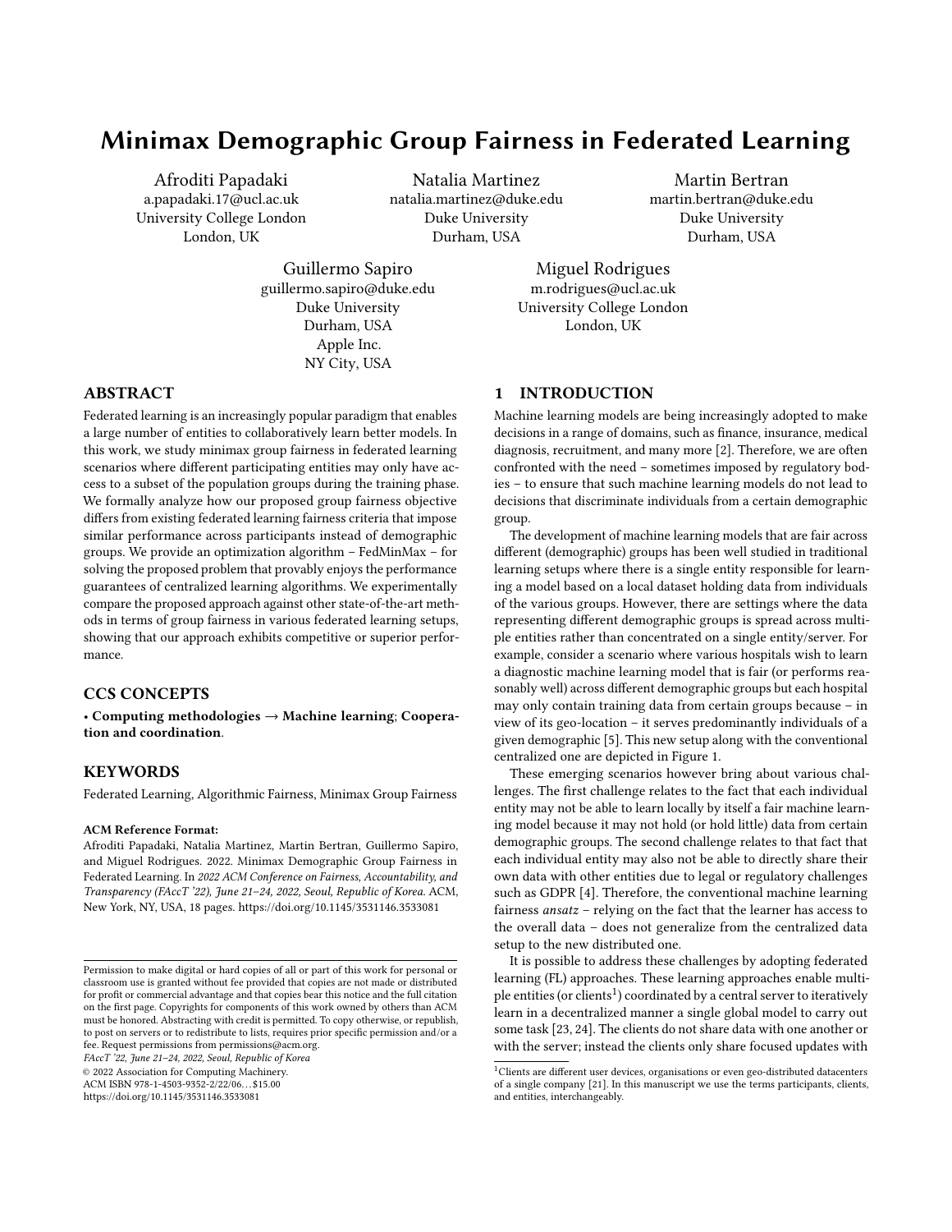# Minimax Demographic Group Fairness in Federated Learning

Afroditi Papadaki
a.papadaki.17@ucl.ac.uk
University College London
London, UK

Natalia Martinez
natalia.martinez@duke.edu
Duke University
Durham, USA

Martin Bertran
martin.bertran@duke.edu
Duke University
Durham, USA

Guillermo Sapiro
guillermo.sapiro@duke.edu
Duke University
Durham, USA
Apple Inc.
NY City, USA

Miguel Rodrigues
m.rodrigues@ucl.ac.uk
University College London
London, UK

## ABSTRACT

Federated learning is an increasingly popular paradigm that enables a large number of entities to collaboratively learn better models. In this work, we study minimax group fairness in federated learning scenarios where different participating entities may only have access to a subset of the population groups during the training phase. We formally analyze how our proposed group fairness objective differs from existing federated learning fairness criteria that impose similar performance across participants instead of demographic groups. We provide an optimization algorithm – FedMinMax – for solving the proposed problem that provably enjoys the performance guarantees of centralized learning algorithms. We experimentally compare the proposed approach against other state-of-the-art methods in terms of group fairness in various federated learning setups, showing that our approach exhibits competitive or superior performance.

## CCS CONCEPTS

• **Computing methodologies** → **Machine learning**; **Cooperation and coordination**.

## KEYWORDS

Federated Learning, Algorithmic Fairness, Minimax Group Fairness

**ACM Reference Format:**
Afroditi Papadaki, Natalia Martinez, Martin Bertran, Guillermo Sapiro, and Miguel Rodrigues. 2022. Minimax Demographic Group Fairness in Federated Learning. In *2022 ACM Conference on Fairness, Accountability, and Transparency (FAccT '22), June 21–24, 2022, Seoul, Republic of Korea.* ACM, New York, NY, USA, 18 pages. https://doi.org/10.1145/3531146.3533081

Permission to make digital or hard copies of all or part of this work for personal or classroom use is granted without fee provided that copies are not made or distributed for profit or commercial advantage and that copies bear this notice and the full citation on the first page. Copyrights for components of this work owned by others than ACM must be honored. Abstracting with credit is permitted. To copy otherwise, or republish, to post on servers or to redistribute to lists, requires prior specific permission and/or a fee. Request permissions from permissions@acm.org.
*FAccT '22, June 21–24, 2022, Seoul, Republic of Korea*
© 2022 Association for Computing Machinery.
ACM ISBN 978-1-4503-9352-2/22/06…$15.00
https://doi.org/10.1145/3531146.3533081

## 1 INTRODUCTION

Machine learning models are being increasingly adopted to make decisions in a range of domains, such as finance, insurance, medical diagnosis, recruitment, and many more [2]. Therefore, we are often confronted with the need – sometimes imposed by regulatory bodies – to ensure that such machine learning models do not lead to decisions that discriminate individuals from a certain demographic group.

The development of machine learning models that are fair across different (demographic) groups has been well studied in traditional learning setups where there is a single entity responsible for learning a model based on a local dataset holding data from individuals of the various groups. However, there are settings where the data representing different demographic groups is spread across multiple entities rather than concentrated on a single entity/server. For example, consider a scenario where various hospitals wish to learn a diagnostic machine learning model that is fair (or performs reasonably well) across different demographic groups but each hospital may only contain training data from certain groups because – in view of its geo-location – it serves predominantly individuals of a given demographic [5]. This new setup along with the conventional centralized one are depicted in Figure 1.

These emerging scenarios however bring about various challenges. The first challenge relates to the fact that each individual entity may not be able to learn locally by itself a fair machine learning model because it may not hold (or hold little) data from certain demographic groups. The second challenge relates to that fact that each individual entity may also not be able to directly share their own data with other entities due to legal or regulatory challenges such as GDPR [4]. Therefore, the conventional machine learning fairness *ansatz* – relying on the fact that the learner has access to the overall data – does not generalize from the centralized data setup to the new distributed one.

It is possible to address these challenges by adopting federated learning (FL) approaches. These learning approaches enable multiple entities (or clients[1]) coordinated by a central server to iteratively learn in a decentralized manner a single global model to carry out some task [23, 24]. The clients do not share data with one another or with the server; instead the clients only share focused updates with

[1]Clients are different user devices, organisations or even geo-distributed datacenters of a single company [21]. In this manuscript we use the terms participants, clients, and entities, interchangeably.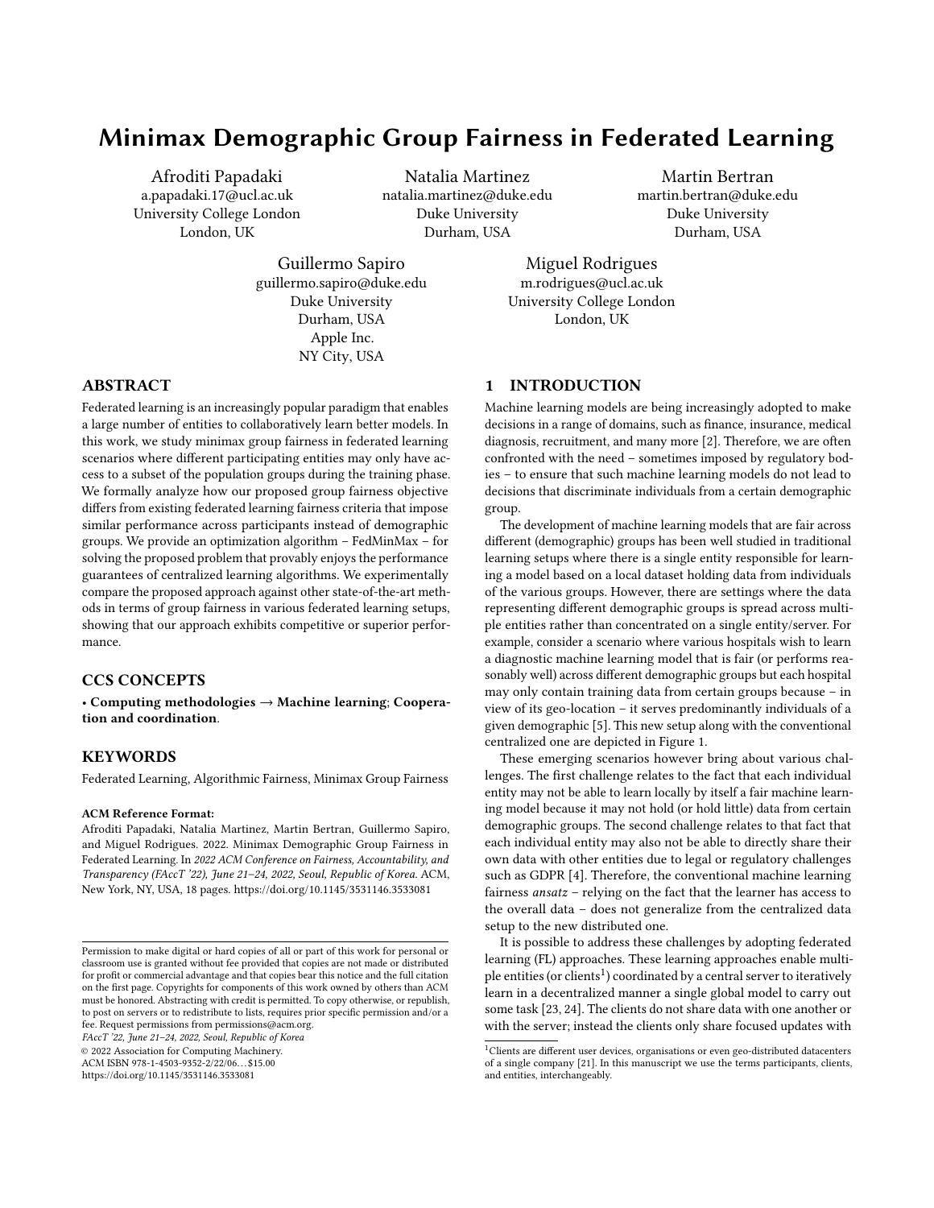# Minimax Demographic Group Fairness in Federated Learning

Afroditi Papadaki
a.papadaki.17@ucl.ac.uk
University College London
London, UK

Natalia Martinez
natalia.martinez@duke.edu
Duke University
Durham, USA

Martin Bertran
martin.bertran@duke.edu
Duke University
Durham, USA

Guillermo Sapiro
guillermo.sapiro@duke.edu
Duke University
Durham, USA
Apple Inc.
NY City, USA

Miguel Rodrigues
m.rodrigues@ucl.ac.uk
University College London
London, UK

## ABSTRACT

Federated learning is an increasingly popular paradigm that enables a large number of entities to collaboratively learn better models. In this work, we study minimax group fairness in federated learning scenarios where different participating entities may only have access to a subset of the population groups during the training phase. We formally analyze how our proposed group fairness objective differs from existing federated learning fairness criteria that impose similar performance across participants instead of demographic groups. We provide an optimization algorithm – FedMinMax – for solving the proposed problem that provably enjoys the performance guarantees of centralized learning algorithms. We experimentally compare the proposed approach against other state-of-the-art methods in terms of group fairness in various federated learning setups, showing that our approach exhibits competitive or superior performance.

## CCS CONCEPTS

• **Computing methodologies** → **Machine learning**; **Cooperation and coordination**.

## KEYWORDS

Federated Learning, Algorithmic Fairness, Minimax Group Fairness

**ACM Reference Format:**
Afroditi Papadaki, Natalia Martinez, Martin Bertran, Guillermo Sapiro, and Miguel Rodrigues. 2022. Minimax Demographic Group Fairness in Federated Learning. In *2022 ACM Conference on Fairness, Accountability, and Transparency (FAccT '22), June 21–24, 2022, Seoul, Republic of Korea.* ACM, New York, NY, USA, 18 pages. https://doi.org/10.1145/3531146.3533081

Permission to make digital or hard copies of all or part of this work for personal or classroom use is granted without fee provided that copies are not made or distributed for profit or commercial advantage and that copies bear this notice and the full citation on the first page. Copyrights for components of this work owned by others than ACM must be honored. Abstracting with credit is permitted. To copy otherwise, or republish, to post on servers or to redistribute to lists, requires prior specific permission and/or a fee. Request permissions from permissions@acm.org.
*FAccT '22, June 21–24, 2022, Seoul, Republic of Korea*
© 2022 Association for Computing Machinery.
ACM ISBN 978-1-4503-9352-2/22/06…$15.00
https://doi.org/10.1145/3531146.3533081

## 1 INTRODUCTION

Machine learning models are being increasingly adopted to make decisions in a range of domains, such as finance, insurance, medical diagnosis, recruitment, and many more [2]. Therefore, we are often confronted with the need – sometimes imposed by regulatory bodies – to ensure that such machine learning models do not lead to decisions that discriminate individuals from a certain demographic group.

The development of machine learning models that are fair across different (demographic) groups has been well studied in traditional learning setups where there is a single entity responsible for learning a model based on a local dataset holding data from individuals of the various groups. However, there are settings where the data representing different demographic groups is spread across multiple entities rather than concentrated on a single entity/server. For example, consider a scenario where various hospitals wish to learn a diagnostic machine learning model that is fair (or performs reasonably well) across different demographic groups but each hospital may only contain training data from certain groups because – in view of its geo-location – it serves predominantly individuals of a given demographic [5]. This new setup along with the conventional centralized one are depicted in Figure 1.

These emerging scenarios however bring about various challenges. The first challenge relates to the fact that each individual entity may not be able to learn locally by itself a fair machine learning model because it may not hold (or hold little) data from certain demographic groups. The second challenge relates to that fact that each individual entity may also not be able to directly share their own data with other entities due to legal or regulatory challenges such as GDPR [4]. Therefore, the conventional machine learning fairness *ansatz* – relying on the fact that the learner has access to the overall data – does not generalize from the centralized data setup to the new distributed one.

It is possible to address these challenges by adopting federated learning (FL) approaches. These learning approaches enable multiple entities (or clients[1]) coordinated by a central server to iteratively learn in a decentralized manner a single global model to carry out some task [23, 24]. The clients do not share data with one another or with the server; instead the clients only share focused updates with

[1] Clients are different user devices, organisations or even geo-distributed datacenters of a single company [21]. In this manuscript we use the terms participants, clients, and entities, interchangeably.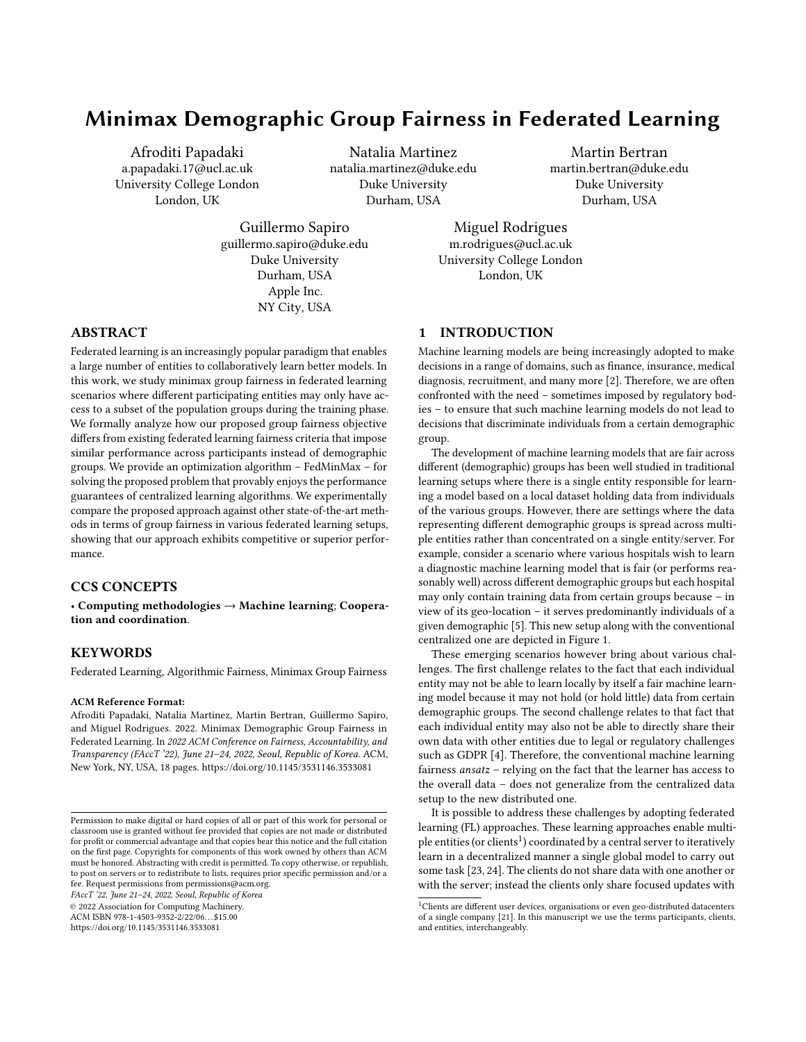# Minimax Demographic Group Fairness in Federated Learning

Afroditi Papadaki
a.papadaki.17@ucl.ac.uk
University College London
London, UK

Natalia Martinez
natalia.martinez@duke.edu
Duke University
Durham, USA

Martin Bertran
martin.bertran@duke.edu
Duke University
Durham, USA

Guillermo Sapiro
guillermo.sapiro@duke.edu
Duke University
Durham, USA
Apple Inc.
NY City, USA

Miguel Rodrigues
m.rodrigues@ucl.ac.uk
University College London
London, UK

## ABSTRACT

Federated learning is an increasingly popular paradigm that enables a large number of entities to collaboratively learn better models. In this work, we study minimax group fairness in federated learning scenarios where different participating entities may only have access to a subset of the population groups during the training phase. We formally analyze how our proposed group fairness objective differs from existing federated learning fairness criteria that impose similar performance across participants instead of demographic groups. We provide an optimization algorithm – FedMinMax – for solving the proposed problem that provably enjoys the performance guarantees of centralized learning algorithms. We experimentally compare the proposed approach against other state-of-the-art methods in terms of group fairness in various federated learning setups, showing that our approach exhibits competitive or superior performance.

## CCS CONCEPTS

• **Computing methodologies** → **Machine learning**; **Cooperation and coordination**.

## KEYWORDS

Federated Learning, Algorithmic Fairness, Minimax Group Fairness

**ACM Reference Format:**
Afroditi Papadaki, Natalia Martinez, Martin Bertran, Guillermo Sapiro, and Miguel Rodrigues. 2022. Minimax Demographic Group Fairness in Federated Learning. In *2022 ACM Conference on Fairness, Accountability, and Transparency (FAccT '22), June 21–24, 2022, Seoul, Republic of Korea.* ACM, New York, NY, USA, 18 pages. https://doi.org/10.1145/3531146.3533081

Permission to make digital or hard copies of all or part of this work for personal or classroom use is granted without fee provided that copies are not made or distributed for profit or commercial advantage and that copies bear this notice and the full citation on the first page. Copyrights for components of this work owned by others than ACM must be honored. Abstracting with credit is permitted. To copy otherwise, or republish, to post on servers or to redistribute to lists, requires prior specific permission and/or a fee. Request permissions from permissions@acm.org.
*FAccT '22, June 21–24, 2022, Seoul, Republic of Korea*
© 2022 Association for Computing Machinery.
ACM ISBN 978-1-4503-9352-2/22/06...$15.00
https://doi.org/10.1145/3531146.3533081

## 1 INTRODUCTION

Machine learning models are being increasingly adopted to make decisions in a range of domains, such as finance, insurance, medical diagnosis, recruitment, and many more [2]. Therefore, we are often confronted with the need – sometimes imposed by regulatory bodies – to ensure that such machine learning models do not lead to decisions that discriminate individuals from a certain demographic group.

The development of machine learning models that are fair across different (demographic) groups has been well studied in traditional learning setups where there is a single entity responsible for learning a model based on a local dataset holding data from individuals of the various groups. However, there are settings where the data representing different demographic groups is spread across multiple entities rather than concentrated on a single entity/server. For example, consider a scenario where various hospitals wish to learn a diagnostic machine learning model that is fair (or performs reasonably well) across different demographic groups but each hospital may only contain training data from certain groups because – in view of its geo-location – it serves predominantly individuals of a given demographic [5]. This new setup along with the conventional centralized one are depicted in Figure 1.

These emerging scenarios however bring about various challenges. The first challenge relates to the fact that each individual entity may not be able to learn locally by itself a fair machine learning model because it may not hold (or hold little) data from certain demographic groups. The second challenge relates to that fact that each individual entity may also not be able to directly share their own data with other entities due to legal or regulatory challenges such as GDPR [4]. Therefore, the conventional machine learning fairness *ansatz* – relying on the fact that the learner has access to the overall data – does not generalize from the centralized data setup to the new distributed one.

It is possible to address these challenges by adopting federated learning (FL) approaches. These learning approaches enable multiple entities (or clients[1]) coordinated by a central server to iteratively learn in a decentralized manner a single global model to carry out some task [23, 24]. The clients do not share data with one another or with the server; instead the clients only share focused updates with

[1]Clients are different user devices, organisations or even geo-distributed datacenters of a single company [21]. In this manuscript we use the terms participants, clients, and entities, interchangeably.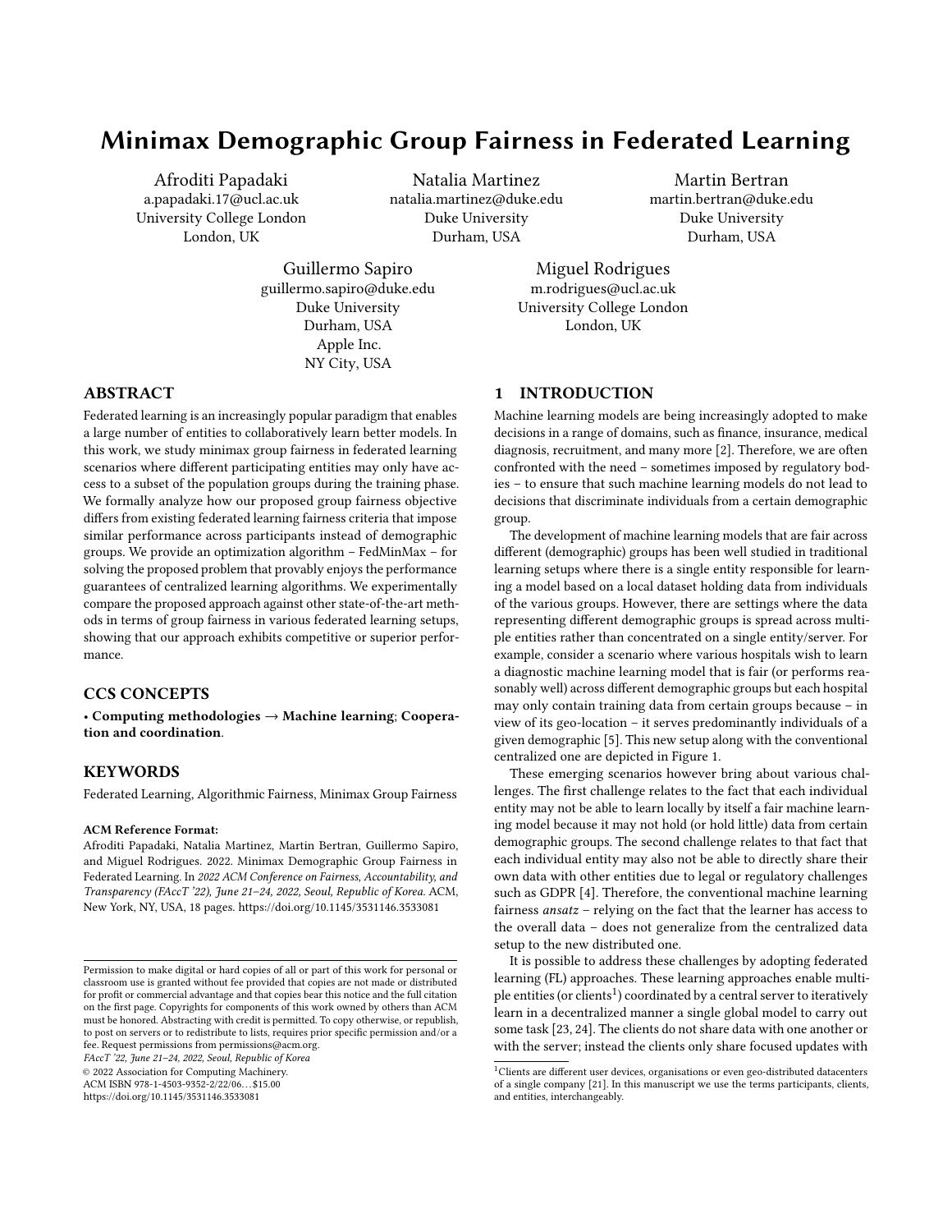# Minimax Demographic Group Fairness in Federated Learning

Afroditi Papadaki
a.papadaki.17@ucl.ac.uk
University College London
London, UK

Natalia Martinez
natalia.martinez@duke.edu
Duke University
Durham, USA

Martin Bertran
martin.bertran@duke.edu
Duke University
Durham, USA

Guillermo Sapiro
guillermo.sapiro@duke.edu
Duke University
Durham, USA
Apple Inc.
NY City, USA

Miguel Rodrigues
m.rodrigues@ucl.ac.uk
University College London
London, UK

## ABSTRACT

Federated learning is an increasingly popular paradigm that enables a large number of entities to collaboratively learn better models. In this work, we study minimax group fairness in federated learning scenarios where different participating entities may only have access to a subset of the population groups during the training phase. We formally analyze how our proposed group fairness objective differs from existing federated learning fairness criteria that impose similar performance across participants instead of demographic groups. We provide an optimization algorithm – FedMinMax – for solving the proposed problem that provably enjoys the performance guarantees of centralized learning algorithms. We experimentally compare the proposed approach against other state-of-the-art methods in terms of group fairness in various federated learning setups, showing that our approach exhibits competitive or superior performance.

## CCS CONCEPTS

• **Computing methodologies** → **Machine learning**; **Cooperation and coordination**.

## KEYWORDS

Federated Learning, Algorithmic Fairness, Minimax Group Fairness

**ACM Reference Format:**
Afroditi Papadaki, Natalia Martinez, Martin Bertran, Guillermo Sapiro, and Miguel Rodrigues. 2022. Minimax Demographic Group Fairness in Federated Learning. In *2022 ACM Conference on Fairness, Accountability, and Transparency (FAccT '22), June 21–24, 2022, Seoul, Republic of Korea.* ACM, New York, NY, USA, 18 pages. https://doi.org/10.1145/3531146.3533081

Permission to make digital or hard copies of all or part of this work for personal or classroom use is granted without fee provided that copies are not made or distributed for profit or commercial advantage and that copies bear this notice and the full citation on the first page. Copyrights for components of this work owned by others than ACM must be honored. Abstracting with credit is permitted. To copy otherwise, or republish, to post on servers or to redistribute to lists, requires prior specific permission and/or a fee. Request permissions from permissions@acm.org.
*FAccT '22, June 21–24, 2022, Seoul, Republic of Korea*
© 2022 Association for Computing Machinery.
ACM ISBN 978-1-4503-9352-2/22/06...$15.00
https://doi.org/10.1145/3531146.3533081

## 1 INTRODUCTION

Machine learning models are being increasingly adopted to make decisions in a range of domains, such as finance, insurance, medical diagnosis, recruitment, and many more [2]. Therefore, we are often confronted with the need – sometimes imposed by regulatory bodies – to ensure that such machine learning models do not lead to decisions that discriminate individuals from a certain demographic group.

The development of machine learning models that are fair across different (demographic) groups has been well studied in traditional learning setups where there is a single entity responsible for learning a model based on a local dataset holding data from individuals of the various groups. However, there are settings where the data representing different demographic groups is spread across multiple entities rather than concentrated on a single entity/server. For example, consider a scenario where various hospitals wish to learn a diagnostic machine learning model that is fair (or performs reasonably well) across different demographic groups but each hospital may only contain training data from certain groups because – in view of its geo-location – it serves predominantly individuals of a given demographic [5]. This new setup along with the conventional centralized one are depicted in Figure 1.

These emerging scenarios however bring about various challenges. The first challenge relates to the fact that each individual entity may not be able to learn locally by itself a fair machine learning model because it may not hold (or hold little) data from certain demographic groups. The second challenge relates to that fact that each individual entity may also not be able to directly share their own data with other entities due to legal or regulatory challenges such as GDPR [4]. Therefore, the conventional machine learning fairness *ansatz* – relying on the fact that the learner has access to the overall data – does not generalize from the centralized data setup to the new distributed one.

It is possible to address these challenges by adopting federated learning (FL) approaches. These learning approaches enable multiple entities (or clients[1]) coordinated by a central server to iteratively learn in a decentralized manner a single global model to carry out some task [23, 24]. The clients do not share data with one another or with the server; instead the clients only share focused updates with

[1]Clients are different user devices, organisations or even geo-distributed datacenters of a single company [21]. In this manuscript we use the terms participants, clients, and entities, interchangeably.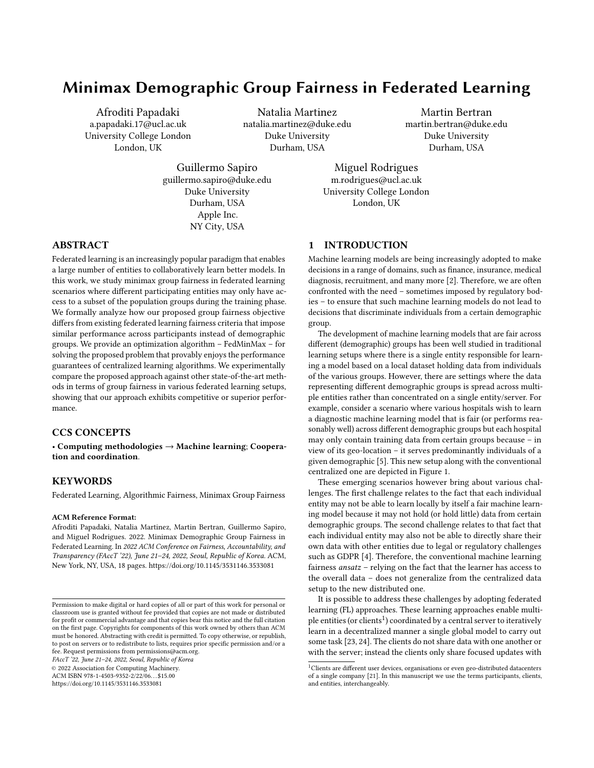# Minimax Demographic Group Fairness in Federated Learning

Afroditi Papadaki
a.papadaki.17@ucl.ac.uk
University College London
London, UK

Natalia Martinez
natalia.martinez@duke.edu
Duke University
Durham, USA

Martin Bertran
martin.bertran@duke.edu
Duke University
Durham, USA

Guillermo Sapiro
guillermo.sapiro@duke.edu
Duke University
Durham, USA
Apple Inc.
NY City, USA

Miguel Rodrigues
m.rodrigues@ucl.ac.uk
University College London
London, UK

## ABSTRACT

Federated learning is an increasingly popular paradigm that enables a large number of entities to collaboratively learn better models. In this work, we study minimax group fairness in federated learning scenarios where different participating entities may only have access to a subset of the population groups during the training phase. We formally analyze how our proposed group fairness objective differs from existing federated learning fairness criteria that impose similar performance across participants instead of demographic groups. We provide an optimization algorithm – FedMinMax – for solving the proposed problem that provably enjoys the performance guarantees of centralized learning algorithms. We experimentally compare the proposed approach against other state-of-the-art methods in terms of group fairness in various federated learning setups, showing that our approach exhibits competitive or superior performance.

## CCS CONCEPTS

• **Computing methodologies** → **Machine learning**; **Cooperation and coordination**.

## KEYWORDS

Federated Learning, Algorithmic Fairness, Minimax Group Fairness

**ACM Reference Format:**
Afroditi Papadaki, Natalia Martinez, Martin Bertran, Guillermo Sapiro, and Miguel Rodrigues. 2022. Minimax Demographic Group Fairness in Federated Learning. In *2022 ACM Conference on Fairness, Accountability, and Transparency (FAccT '22), June 21–24, 2022, Seoul, Republic of Korea*. ACM, New York, NY, USA, 18 pages. https://doi.org/10.1145/3531146.3533081

Permission to make digital or hard copies of all or part of this work for personal or classroom use is granted without fee provided that copies are not made or distributed for profit or commercial advantage and that copies bear this notice and the full citation on the first page. Copyrights for components of this work owned by others than ACM must be honored. Abstracting with credit is permitted. To copy otherwise, or republish, to post on servers or to redistribute to lists, requires prior specific permission and/or a fee. Request permissions from permissions@acm.org.
*FAccT '22, June 21–24, 2022, Seoul, Republic of Korea*
© 2022 Association for Computing Machinery.
ACM ISBN 978-1-4503-9352-2/22/06...$15.00
https://doi.org/10.1145/3531146.3533081

## 1 INTRODUCTION

Machine learning models are being increasingly adopted to make decisions in a range of domains, such as finance, insurance, medical diagnosis, recruitment, and many more [2]. Therefore, we are often confronted with the need – sometimes imposed by regulatory bodies – to ensure that such machine learning models do not lead to decisions that discriminate individuals from a certain demographic group.

The development of machine learning models that are fair across different (demographic) groups has been well studied in traditional learning setups where there is a single entity responsible for learning a model based on a local dataset holding data from individuals of the various groups. However, there are settings where the data representing different demographic groups is spread across multiple entities rather than concentrated on a single entity/server. For example, consider a scenario where various hospitals wish to learn a diagnostic machine learning model that is fair (or performs reasonably well) across different demographic groups but each hospital may only contain training data from certain groups because – in view of its geo-location – it serves predominantly individuals of a given demographic [5]. This new setup along with the conventional centralized one are depicted in Figure 1.

These emerging scenarios however bring about various challenges. The first challenge relates to the fact that each individual entity may not be able to learn locally by itself a fair machine learning model because it may not hold (or hold little) data from certain demographic groups. The second challenge relates to that fact that each individual entity may also not be able to directly share their own data with other entities due to legal or regulatory challenges such as GDPR [4]. Therefore, the conventional machine learning fairness *ansatz* – relying on the fact that the learner has access to the overall data – does not generalize from the centralized data setup to the new distributed one.

It is possible to address these challenges by adopting federated learning (FL) approaches. These learning approaches enable multiple entities (or clients[1]) coordinated by a central server to iteratively learn in a decentralized manner a single global model to carry out some task [23, 24]. The clients do not share data with one another or with the server; instead the clients only share focused updates with

[1]Clients are different user devices, organisations or even geo-distributed datacenters of a single company [21]. In this manuscript we use the terms participants, clients, and entities, interchangeably.